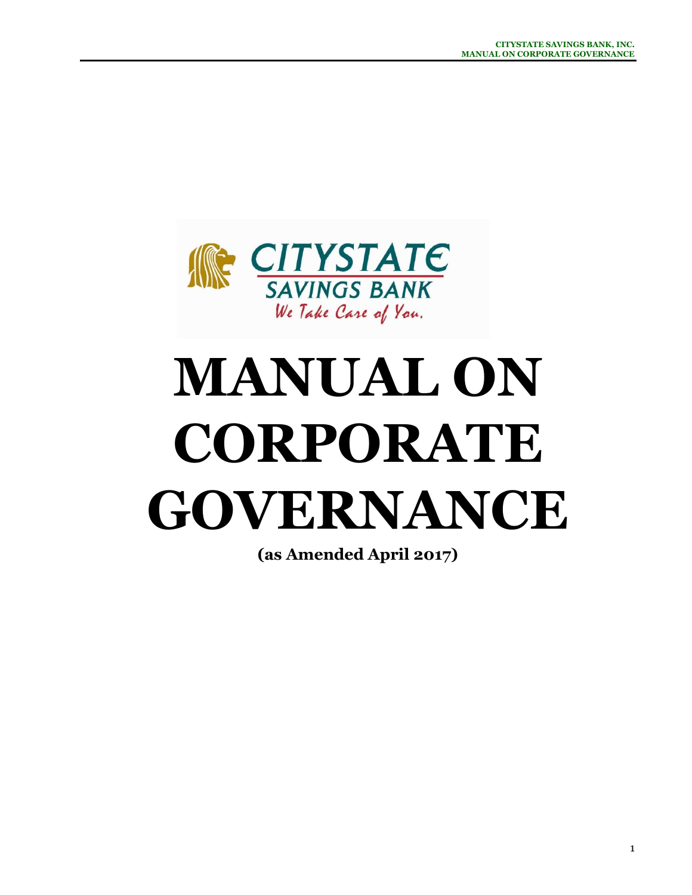CITYSTATE SAVINGS BANK

We Take Care of You.

# MANUAL ON CORPORATE GOVERNANCE

**(as Amended April 2017)**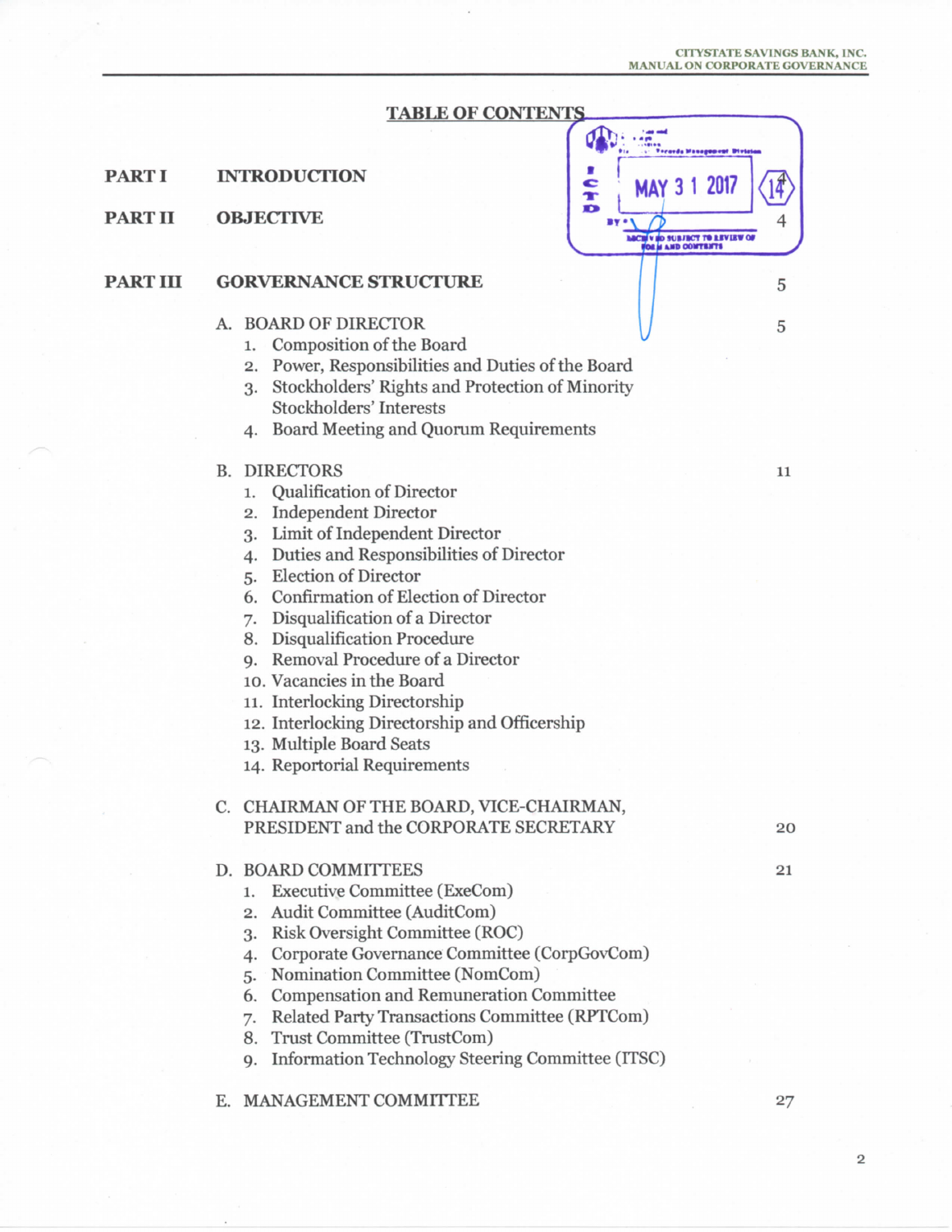## TABLE OF CONTENTS

| | | |
|---|---|---|
| **PART I** | **INTRODUCTION** | 4 |
| **PART II** | **OBJECTIVE** | 4 |
| **PART III** | **GORVERNANCE STRUCTURE** | 5 |

A. BOARD OF DIRECTOR — 5

1. Composition of the Board
2. Power, Responsibilities and Duties of the Board
3. Stockholders' Rights and Protection of Minority Stockholders' Interests
4. Board Meeting and Quorum Requirements

B. DIRECTORS — 11

1. Qualification of Director
2. Independent Director
3. Limit of Independent Director
4. Duties and Responsibilities of Director
5. Election of Director
6. Confirmation of Election of Director
7. Disqualification of a Director
8. Disqualification Procedure
9. Removal Procedure of a Director
10. Vacancies in the Board
11. Interlocking Directorship
12. Interlocking Directorship and Officership
13. Multiple Board Seats
14. Reportorial Requirements

C. CHAIRMAN OF THE BOARD, VICE-CHAIRMAN, PRESIDENT and the CORPORATE SECRETARY — 20

D. BOARD COMMITTEES — 21

1. Executive Committee (ExeCom)
2. Audit Committee (AuditCom)
3. Risk Oversight Committee (ROC)
4. Corporate Governance Committee (CorpGovCom)
5. Nomination Committee (NomCom)
6. Compensation and Remuneration Committee
7. Related Party Transactions Committee (RPTCom)
8. Trust Committee (TrustCom)
9. Information Technology Steering Committee (ITSC)

E. MANAGEMENT COMMITTEE — 27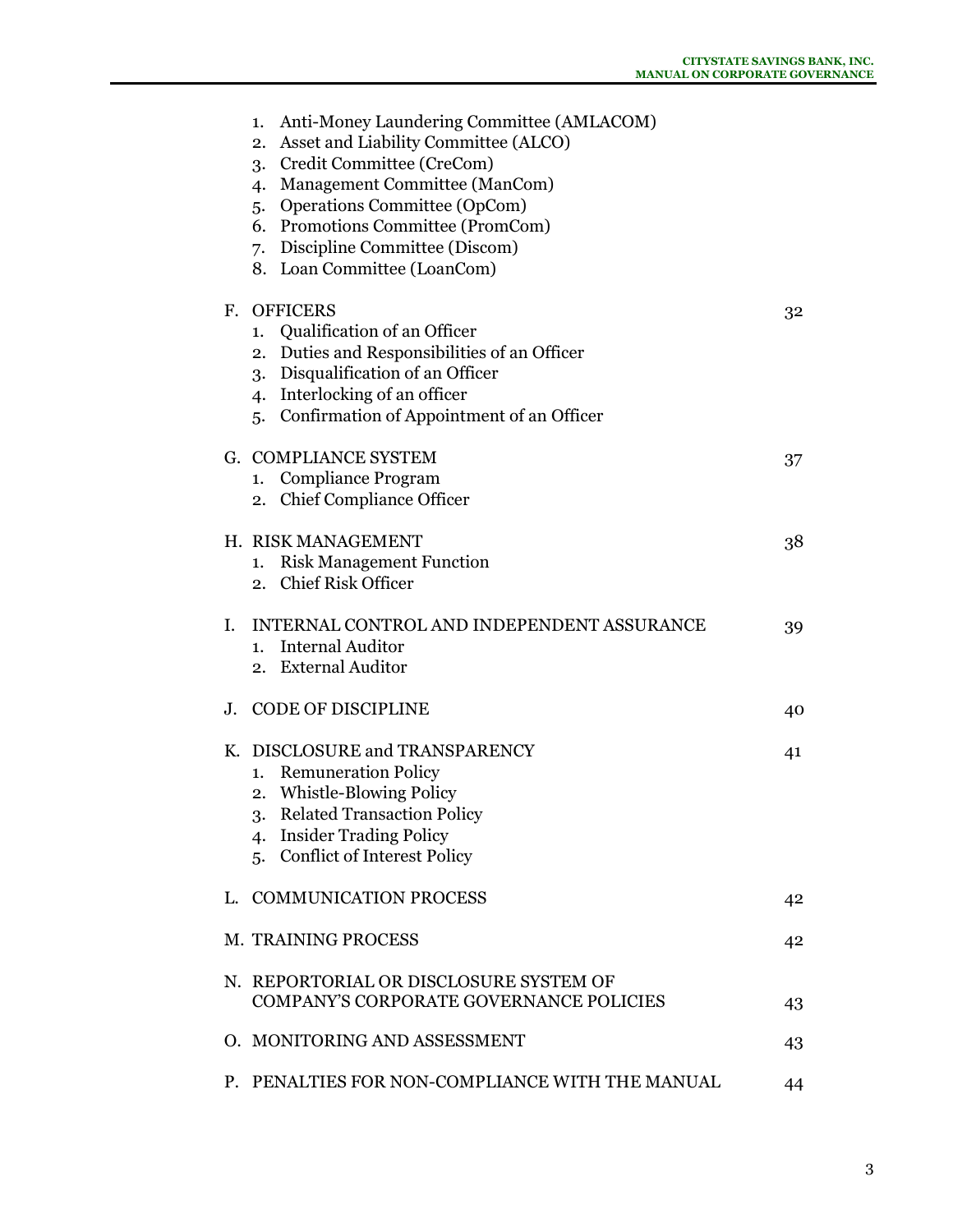1. Anti-Money Laundering Committee (AMLACOM)
2. Asset and Liability Committee (ALCO)
3. Credit Committee (CreCom)
4. Management Committee (ManCom)
5. Operations Committee (OpCom)
6. Promotions Committee (PromCom)
7. Discipline Committee (Discom)
8. Loan Committee (LoanCom)

F. OFFICERS — 32
1. Qualification of an Officer
2. Duties and Responsibilities of an Officer
3. Disqualification of an Officer
4. Interlocking of an officer
5. Confirmation of Appointment of an Officer

G. COMPLIANCE SYSTEM — 37
1. Compliance Program
2. Chief Compliance Officer

H. RISK MANAGEMENT — 38
1. Risk Management Function
2. Chief Risk Officer

I. INTERNAL CONTROL AND INDEPENDENT ASSURANCE — 39
1. Internal Auditor
2. External Auditor

J. CODE OF DISCIPLINE — 40

K. DISCLOSURE and TRANSPARENCY — 41
1. Remuneration Policy
2. Whistle-Blowing Policy
3. Related Transaction Policy
4. Insider Trading Policy
5. Conflict of Interest Policy

L. COMMUNICATION PROCESS — 42

M. TRAINING PROCESS — 42

N. REPORTORIAL OR DISCLOSURE SYSTEM OF COMPANY'S CORPORATE GOVERNANCE POLICIES — 43

O. MONITORING AND ASSESSMENT — 43

P. PENALTIES FOR NON-COMPLIANCE WITH THE MANUAL — 44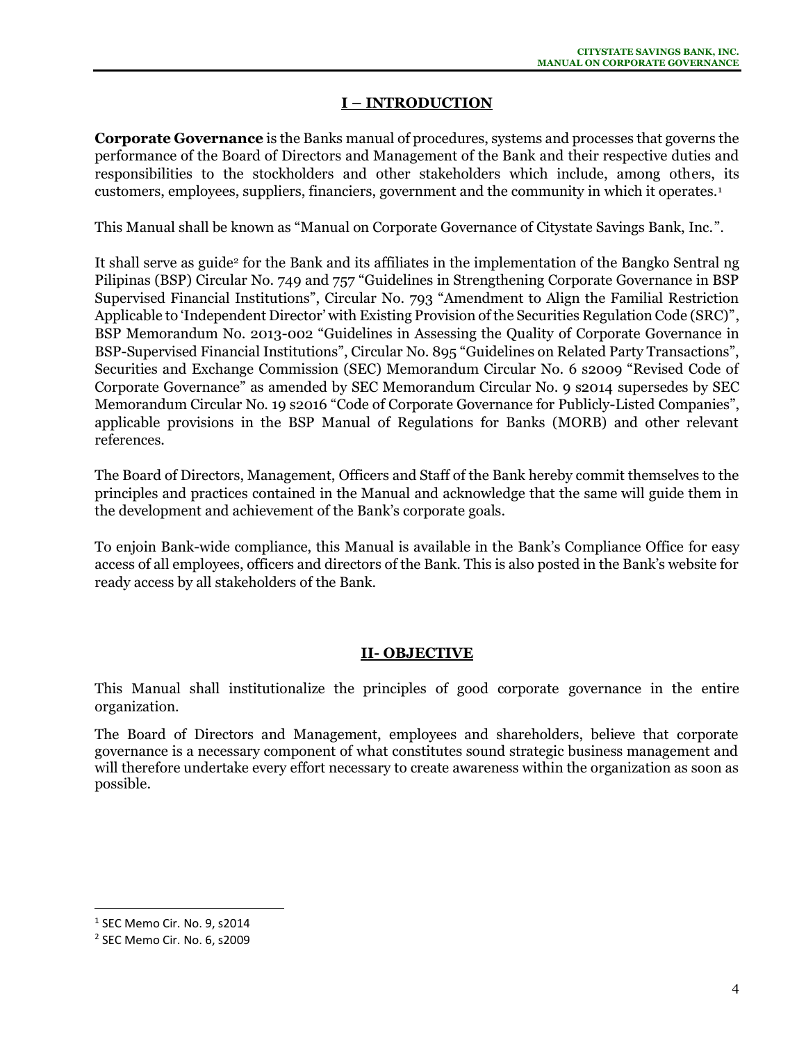## I – INTRODUCTION

**Corporate Governance** is the Banks manual of procedures, systems and processes that governs the performance of the Board of Directors and Management of the Bank and their respective duties and responsibilities to the stockholders and other stakeholders which include, among others, its customers, employees, suppliers, financiers, government and the community in which it operates.[1]

This Manual shall be known as "Manual on Corporate Governance of Citystate Savings Bank, Inc.".

It shall serve as guide[2] for the Bank and its affiliates in the implementation of the Bangko Sentral ng Pilipinas (BSP) Circular No. 749 and 757 "Guidelines in Strengthening Corporate Governance in BSP Supervised Financial Institutions", Circular No. 793 "Amendment to Align the Familial Restriction Applicable to 'Independent Director' with Existing Provision of the Securities Regulation Code (SRC)", BSP Memorandum No. 2013-002 "Guidelines in Assessing the Quality of Corporate Governance in BSP-Supervised Financial Institutions", Circular No. 895 "Guidelines on Related Party Transactions", Securities and Exchange Commission (SEC) Memorandum Circular No. 6 s2009 "Revised Code of Corporate Governance" as amended by SEC Memorandum Circular No. 9 s2014 supersedes by SEC Memorandum Circular No. 19 s2016 "Code of Corporate Governance for Publicly-Listed Companies", applicable provisions in the BSP Manual of Regulations for Banks (MORB) and other relevant references.

The Board of Directors, Management, Officers and Staff of the Bank hereby commit themselves to the principles and practices contained in the Manual and acknowledge that the same will guide them in the development and achievement of the Bank's corporate goals.

To enjoin Bank-wide compliance, this Manual is available in the Bank's Compliance Office for easy access of all employees, officers and directors of the Bank. This is also posted in the Bank's website for ready access by all stakeholders of the Bank.

## II- OBJECTIVE

This Manual shall institutionalize the principles of good corporate governance in the entire organization.

The Board of Directors and Management, employees and shareholders, believe that corporate governance is a necessary component of what constitutes sound strategic business management and will therefore undertake every effort necessary to create awareness within the organization as soon as possible.

---

[1] SEC Memo Cir. No. 9, s2014

[2] SEC Memo Cir. No. 6, s2009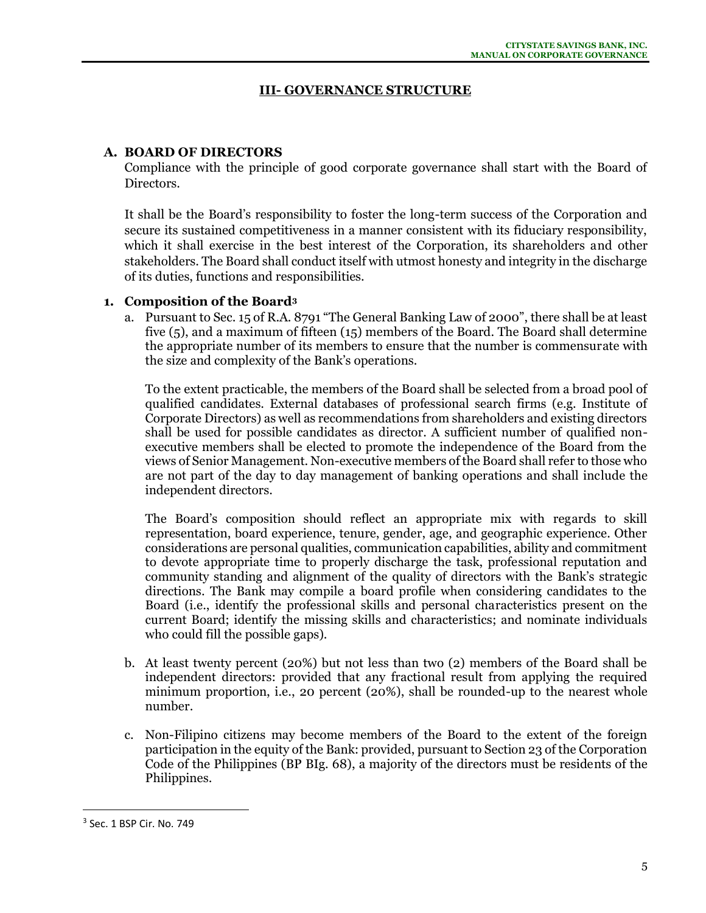## III- GOVERNANCE STRUCTURE

### A. BOARD OF DIRECTORS

Compliance with the principle of good corporate governance shall start with the Board of Directors.

It shall be the Board's responsibility to foster the long-term success of the Corporation and secure its sustained competitiveness in a manner consistent with its fiduciary responsibility, which it shall exercise in the best interest of the Corporation, its shareholders and other stakeholders. The Board shall conduct itself with utmost honesty and integrity in the discharge of its duties, functions and responsibilities.

#### 1. Composition of the Board[3]

a. Pursuant to Sec. 15 of R.A. 8791 "The General Banking Law of 2000", there shall be at least five (5), and a maximum of fifteen (15) members of the Board. The Board shall determine the appropriate number of its members to ensure that the number is commensurate with the size and complexity of the Bank's operations.

   To the extent practicable, the members of the Board shall be selected from a broad pool of qualified candidates. External databases of professional search firms (e.g. Institute of Corporate Directors) as well as recommendations from shareholders and existing directors shall be used for possible candidates as director. A sufficient number of qualified non-executive members shall be elected to promote the independence of the Board from the views of Senior Management. Non-executive members of the Board shall refer to those who are not part of the day to day management of banking operations and shall include the independent directors.

   The Board's composition should reflect an appropriate mix with regards to skill representation, board experience, tenure, gender, age, and geographic experience. Other considerations are personal qualities, communication capabilities, ability and commitment to devote appropriate time to properly discharge the task, professional reputation and community standing and alignment of the quality of directors with the Bank's strategic directions. The Bank may compile a board profile when considering candidates to the Board (i.e., identify the professional skills and personal characteristics present on the current Board; identify the missing skills and characteristics; and nominate individuals who could fill the possible gaps).

b. At least twenty percent (20%) but not less than two (2) members of the Board shall be independent directors: provided that any fractional result from applying the required minimum proportion, i.e., 20 percent (20%), shall be rounded-up to the nearest whole number.

c. Non-Filipino citizens may become members of the Board to the extent of the foreign participation in the equity of the Bank: provided, pursuant to Section 23 of the Corporation Code of the Philippines (BP BIg. 68), a majority of the directors must be residents of the Philippines.

---

[3] Sec. 1 BSP Cir. No. 749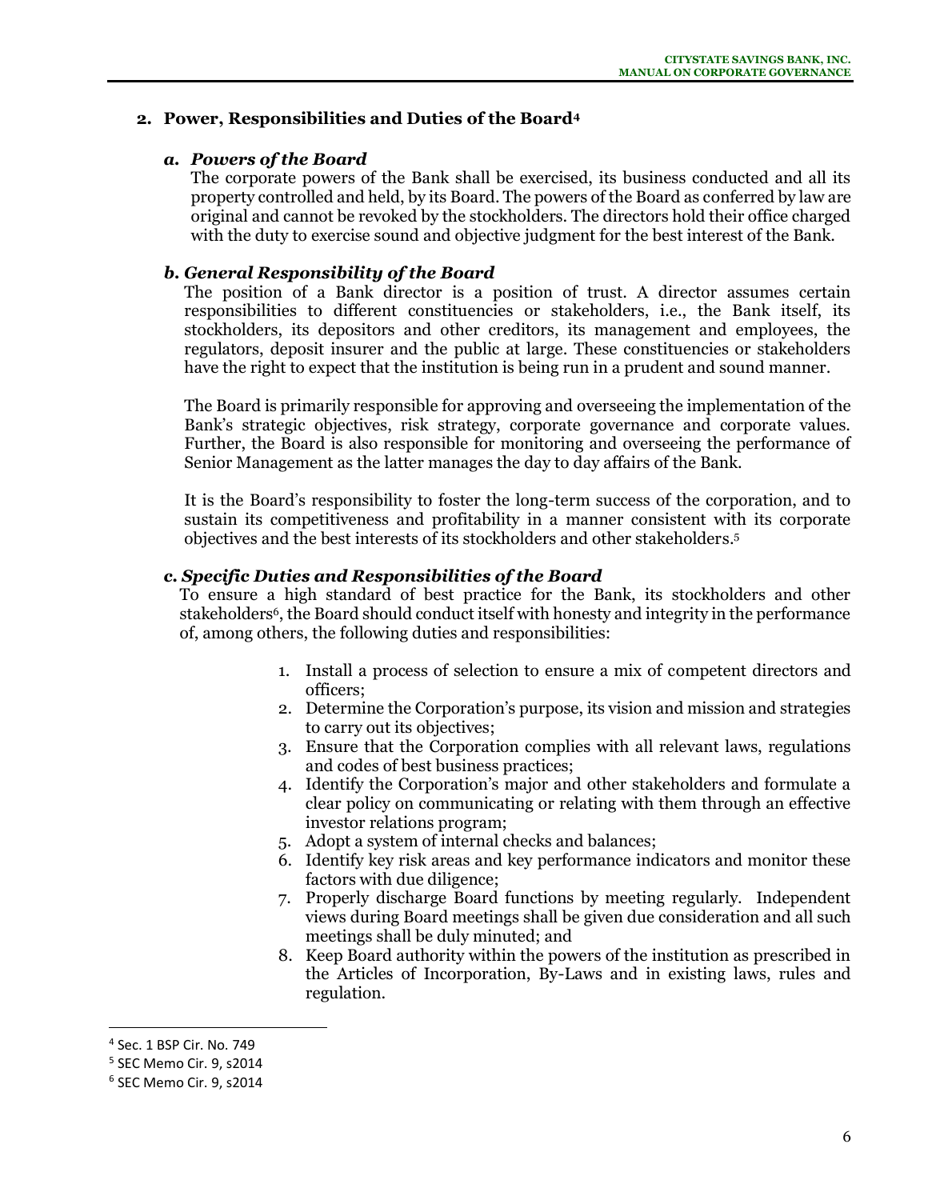## 2. Power, Responsibilities and Duties of the Board[4]

### *a. Powers of the Board*

The corporate powers of the Bank shall be exercised, its business conducted and all its property controlled and held, by its Board. The powers of the Board as conferred by law are original and cannot be revoked by the stockholders. The directors hold their office charged with the duty to exercise sound and objective judgment for the best interest of the Bank.

### *b. General Responsibility of the Board*

The position of a Bank director is a position of trust. A director assumes certain responsibilities to different constituencies or stakeholders, i.e., the Bank itself, its stockholders, its depositors and other creditors, its management and employees, the regulators, deposit insurer and the public at large. These constituencies or stakeholders have the right to expect that the institution is being run in a prudent and sound manner.

The Board is primarily responsible for approving and overseeing the implementation of the Bank's strategic objectives, risk strategy, corporate governance and corporate values. Further, the Board is also responsible for monitoring and overseeing the performance of Senior Management as the latter manages the day to day affairs of the Bank.

It is the Board's responsibility to foster the long-term success of the corporation, and to sustain its competitiveness and profitability in a manner consistent with its corporate objectives and the best interests of its stockholders and other stakeholders.[5]

### *c. Specific Duties and Responsibilities of the Board*

To ensure a high standard of best practice for the Bank, its stockholders and other stakeholders[6], the Board should conduct itself with honesty and integrity in the performance of, among others, the following duties and responsibilities:

1. Install a process of selection to ensure a mix of competent directors and officers;
2. Determine the Corporation's purpose, its vision and mission and strategies to carry out its objectives;
3. Ensure that the Corporation complies with all relevant laws, regulations and codes of best business practices;
4. Identify the Corporation's major and other stakeholders and formulate a clear policy on communicating or relating with them through an effective investor relations program;
5. Adopt a system of internal checks and balances;
6. Identify key risk areas and key performance indicators and monitor these factors with due diligence;
7. Properly discharge Board functions by meeting regularly. Independent views during Board meetings shall be given due consideration and all such meetings shall be duly minuted; and
8. Keep Board authority within the powers of the institution as prescribed in the Articles of Incorporation, By-Laws and in existing laws, rules and regulation.

---

[4] Sec. 1 BSP Cir. No. 749

[5] SEC Memo Cir. 9, s2014

[6] SEC Memo Cir. 9, s2014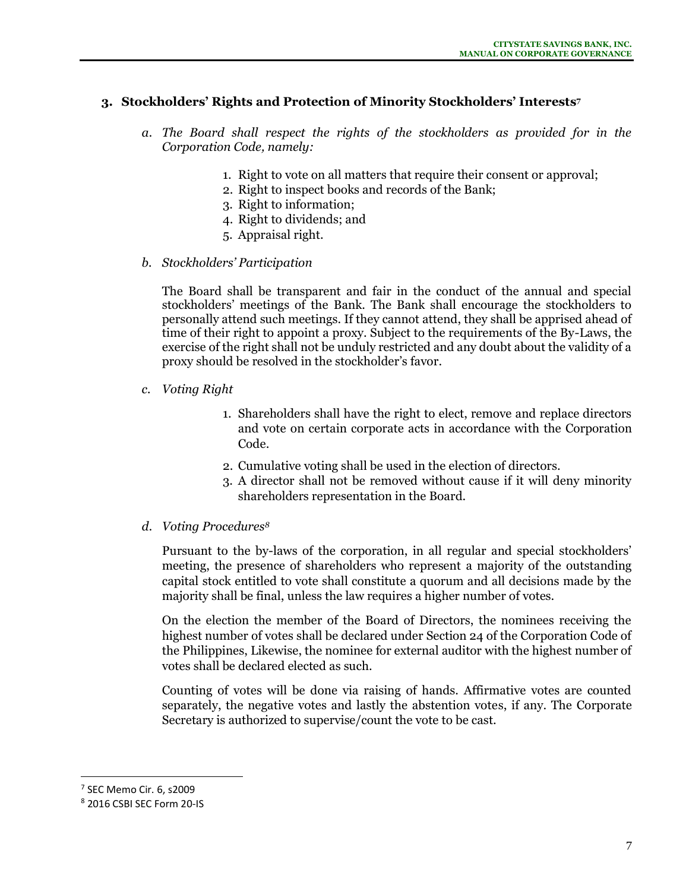### 3. Stockholders' Rights and Protection of Minority Stockholders' Interests[7]

*a. The Board shall respect the rights of the stockholders as provided for in the Corporation Code, namely:*

1. Right to vote on all matters that require their consent or approval;
2. Right to inspect books and records of the Bank;
3. Right to information;
4. Right to dividends; and
5. Appraisal right.

*b. Stockholders' Participation*

The Board shall be transparent and fair in the conduct of the annual and special stockholders' meetings of the Bank. The Bank shall encourage the stockholders to personally attend such meetings. If they cannot attend, they shall be apprised ahead of time of their right to appoint a proxy. Subject to the requirements of the By-Laws, the exercise of the right shall not be unduly restricted and any doubt about the validity of a proxy should be resolved in the stockholder's favor.

*c. Voting Right*

1. Shareholders shall have the right to elect, remove and replace directors and vote on certain corporate acts in accordance with the Corporation Code.
2. Cumulative voting shall be used in the election of directors.
3. A director shall not be removed without cause if it will deny minority shareholders representation in the Board.

*d. Voting Procedures[8]*

Pursuant to the by-laws of the corporation, in all regular and special stockholders' meeting, the presence of shareholders who represent a majority of the outstanding capital stock entitled to vote shall constitute a quorum and all decisions made by the majority shall be final, unless the law requires a higher number of votes.

On the election the member of the Board of Directors, the nominees receiving the highest number of votes shall be declared under Section 24 of the Corporation Code of the Philippines, Likewise, the nominee for external auditor with the highest number of votes shall be declared elected as such.

Counting of votes will be done via raising of hands. Affirmative votes are counted separately, the negative votes and lastly the abstention votes, if any. The Corporate Secretary is authorized to supervise/count the vote to be cast.

---

[7] SEC Memo Cir. 6, s2009

[8] 2016 CSBI SEC Form 20-IS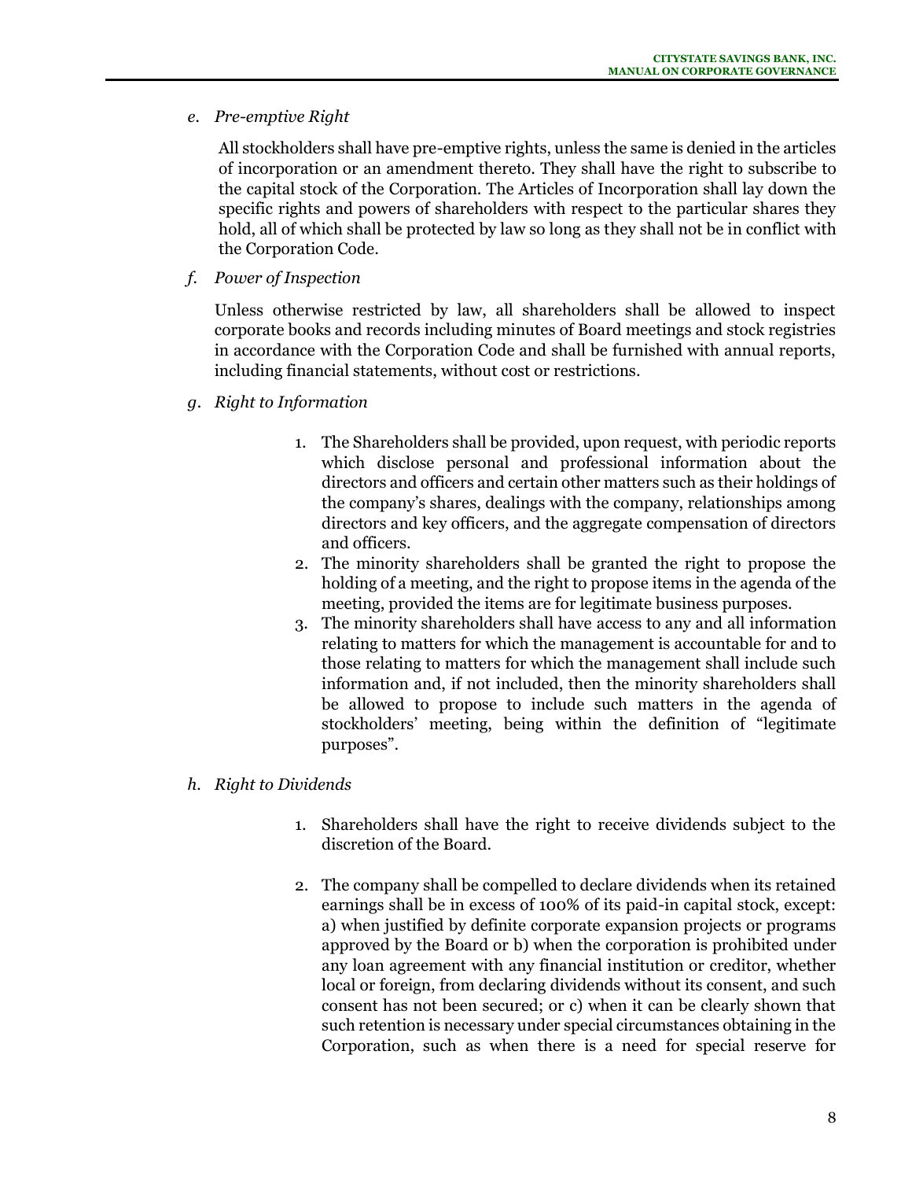*e. Pre-emptive Right*

All stockholders shall have pre-emptive rights, unless the same is denied in the articles of incorporation or an amendment thereto. They shall have the right to subscribe to the capital stock of the Corporation. The Articles of Incorporation shall lay down the specific rights and powers of shareholders with respect to the particular shares they hold, all of which shall be protected by law so long as they shall not be in conflict with the Corporation Code.

*f. Power of Inspection*

Unless otherwise restricted by law, all shareholders shall be allowed to inspect corporate books and records including minutes of Board meetings and stock registries in accordance with the Corporation Code and shall be furnished with annual reports, including financial statements, without cost or restrictions.

*g. Right to Information*

1. The Shareholders shall be provided, upon request, with periodic reports which disclose personal and professional information about the directors and officers and certain other matters such as their holdings of the company's shares, dealings with the company, relationships among directors and key officers, and the aggregate compensation of directors and officers.
2. The minority shareholders shall be granted the right to propose the holding of a meeting, and the right to propose items in the agenda of the meeting, provided the items are for legitimate business purposes.
3. The minority shareholders shall have access to any and all information relating to matters for which the management is accountable for and to those relating to matters for which the management shall include such information and, if not included, then the minority shareholders shall be allowed to propose to include such matters in the agenda of stockholders' meeting, being within the definition of "legitimate purposes".

*h. Right to Dividends*

1. Shareholders shall have the right to receive dividends subject to the discretion of the Board.

2. The company shall be compelled to declare dividends when its retained earnings shall be in excess of 100% of its paid-in capital stock, except: a) when justified by definite corporate expansion projects or programs approved by the Board or b) when the corporation is prohibited under any loan agreement with any financial institution or creditor, whether local or foreign, from declaring dividends without its consent, and such consent has not been secured; or c) when it can be clearly shown that such retention is necessary under special circumstances obtaining in the Corporation, such as when there is a need for special reserve for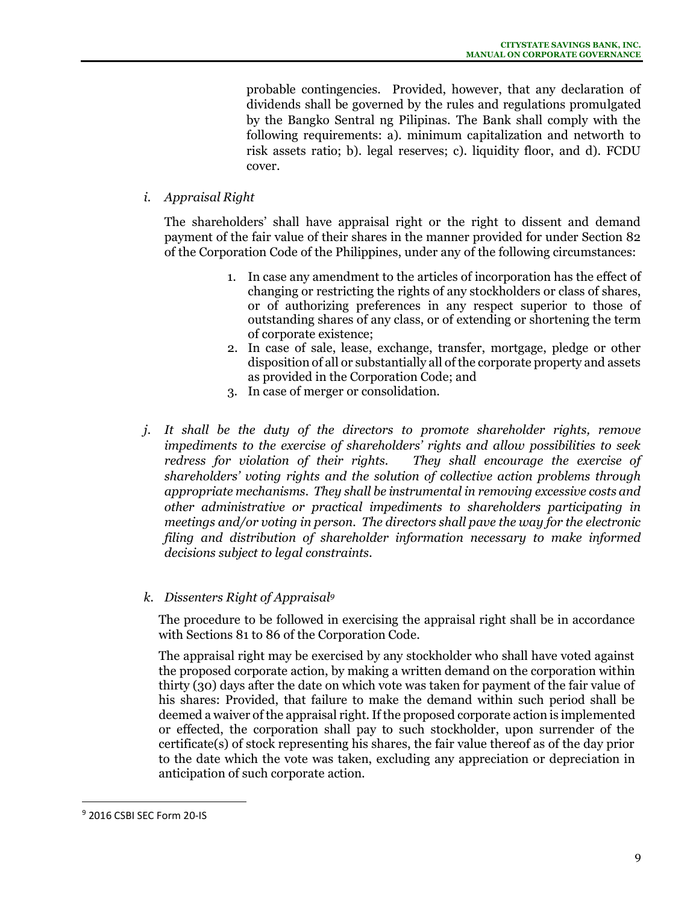probable contingencies. Provided, however, that any declaration of dividends shall be governed by the rules and regulations promulgated by the Bangko Sentral ng Pilipinas. The Bank shall comply with the following requirements: a). minimum capitalization and networth to risk assets ratio; b). legal reserves; c). liquidity floor, and d). FCDU cover.

i. *Appraisal Right*

The shareholders' shall have appraisal right or the right to dissent and demand payment of the fair value of their shares in the manner provided for under Section 82 of the Corporation Code of the Philippines, under any of the following circumstances:

1. In case any amendment to the articles of incorporation has the effect of changing or restricting the rights of any stockholders or class of shares, or of authorizing preferences in any respect superior to those of outstanding shares of any class, or of extending or shortening the term of corporate existence;
2. In case of sale, lease, exchange, transfer, mortgage, pledge or other disposition of all or substantially all of the corporate property and assets as provided in the Corporation Code; and
3. In case of merger or consolidation.

j. *It shall be the duty of the directors to promote shareholder rights, remove impediments to the exercise of shareholders' rights and allow possibilities to seek redress for violation of their rights. They shall encourage the exercise of shareholders' voting rights and the solution of collective action problems through appropriate mechanisms. They shall be instrumental in removing excessive costs and other administrative or practical impediments to shareholders participating in meetings and/or voting in person. The directors shall pave the way for the electronic filing and distribution of shareholder information necessary to make informed decisions subject to legal constraints.*

k. *Dissenters Right of Appraisal*[9]

The procedure to be followed in exercising the appraisal right shall be in accordance with Sections 81 to 86 of the Corporation Code.

The appraisal right may be exercised by any stockholder who shall have voted against the proposed corporate action, by making a written demand on the corporation within thirty (30) days after the date on which vote was taken for payment of the fair value of his shares: Provided, that failure to make the demand within such period shall be deemed a waiver of the appraisal right. If the proposed corporate action is implemented or effected, the corporation shall pay to such stockholder, upon surrender of the certificate(s) of stock representing his shares, the fair value thereof as of the day prior to the date which the vote was taken, excluding any appreciation or depreciation in anticipation of such corporate action.

---

[9] 2016 CSBI SEC Form 20-IS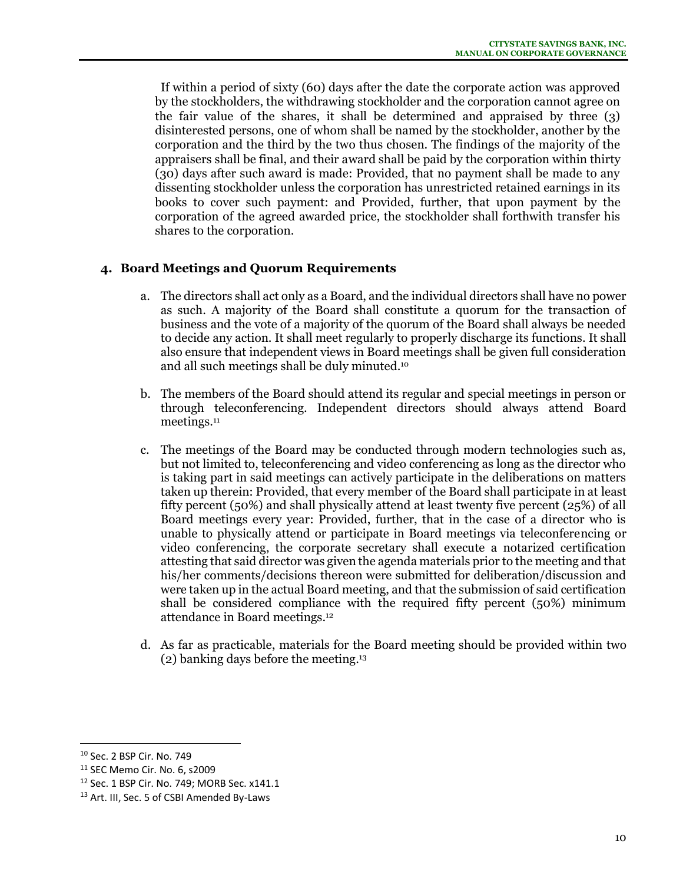If within a period of sixty (60) days after the date the corporate action was approved by the stockholders, the withdrawing stockholder and the corporation cannot agree on the fair value of the shares, it shall be determined and appraised by three (3) disinterested persons, one of whom shall be named by the stockholder, another by the corporation and the third by the two thus chosen. The findings of the majority of the appraisers shall be final, and their award shall be paid by the corporation within thirty (30) days after such award is made: Provided, that no payment shall be made to any dissenting stockholder unless the corporation has unrestricted retained earnings in its books to cover such payment: and Provided, further, that upon payment by the corporation of the agreed awarded price, the stockholder shall forthwith transfer his shares to the corporation.

## 4. Board Meetings and Quorum Requirements

a. The directors shall act only as a Board, and the individual directors shall have no power as such. A majority of the Board shall constitute a quorum for the transaction of business and the vote of a majority of the quorum of the Board shall always be needed to decide any action. It shall meet regularly to properly discharge its functions. It shall also ensure that independent views in Board meetings shall be given full consideration and all such meetings shall be duly minuted.[10]

b. The members of the Board should attend its regular and special meetings in person or through teleconferencing. Independent directors should always attend Board meetings.[11]

c. The meetings of the Board may be conducted through modern technologies such as, but not limited to, teleconferencing and video conferencing as long as the director who is taking part in said meetings can actively participate in the deliberations on matters taken up therein: Provided, that every member of the Board shall participate in at least fifty percent (50%) and shall physically attend at least twenty five percent (25%) of all Board meetings every year: Provided, further, that in the case of a director who is unable to physically attend or participate in Board meetings via teleconferencing or video conferencing, the corporate secretary shall execute a notarized certification attesting that said director was given the agenda materials prior to the meeting and that his/her comments/decisions thereon were submitted for deliberation/discussion and were taken up in the actual Board meeting, and that the submission of said certification shall be considered compliance with the required fifty percent (50%) minimum attendance in Board meetings.[12]

d. As far as practicable, materials for the Board meeting should be provided within two (2) banking days before the meeting.[13]

---

[10] Sec. 2 BSP Cir. No. 749

[11] SEC Memo Cir. No. 6, s2009

[12] Sec. 1 BSP Cir. No. 749; MORB Sec. x141.1

[13] Art. III, Sec. 5 of CSBI Amended By-Laws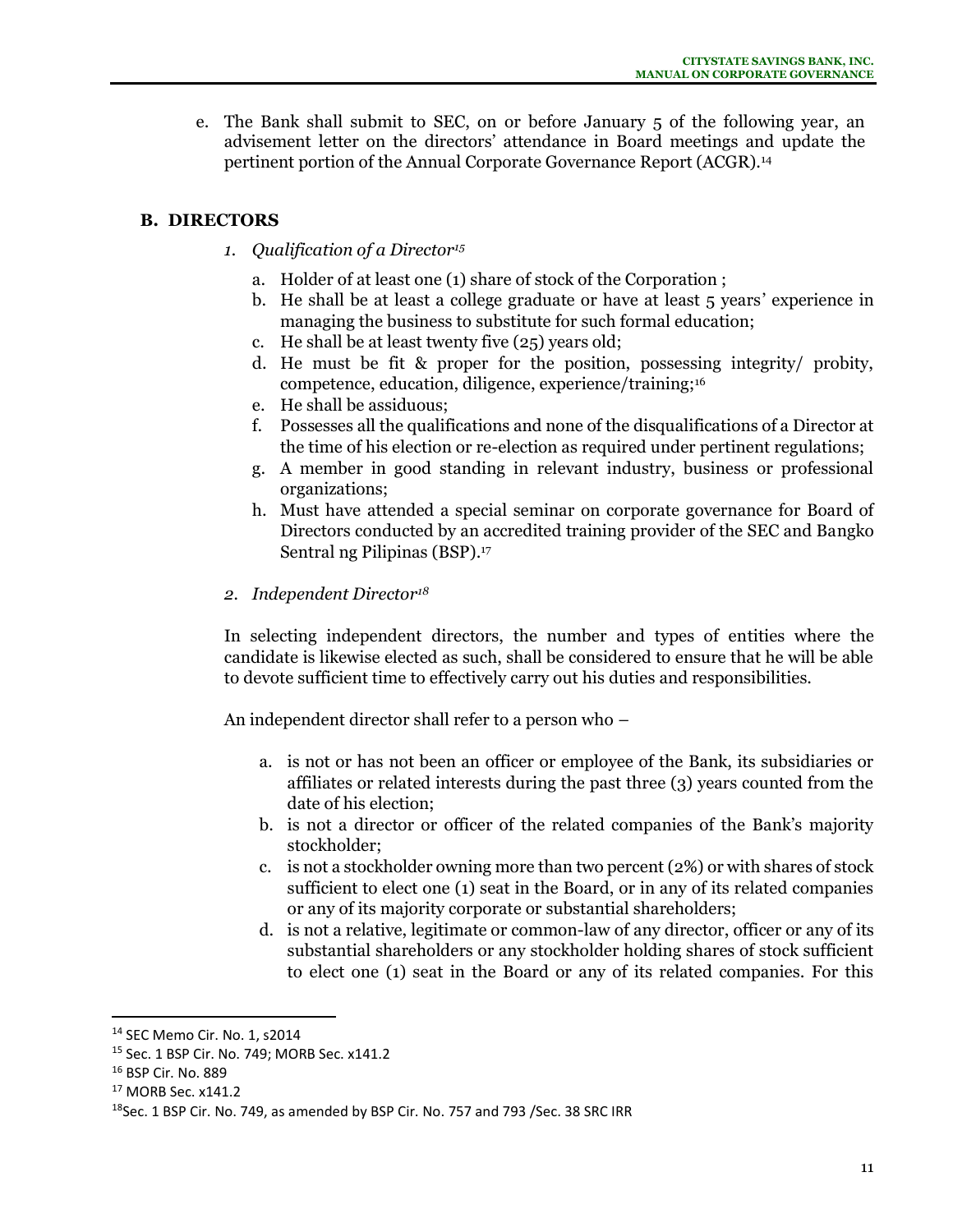e. The Bank shall submit to SEC, on or before January 5 of the following year, an advisement letter on the directors' attendance in Board meetings and update the pertinent portion of the Annual Corporate Governance Report (ACGR).[14]

## B. DIRECTORS

*1. Qualification of a Director*[15]

a. Holder of at least one (1) share of stock of the Corporation ;
b. He shall be at least a college graduate or have at least 5 years' experience in managing the business to substitute for such formal education;
c. He shall be at least twenty five (25) years old;
d. He must be fit & proper for the position, possessing integrity/ probity, competence, education, diligence, experience/training;[16]
e. He shall be assiduous;
f. Possesses all the qualifications and none of the disqualifications of a Director at the time of his election or re-election as required under pertinent regulations;
g. A member in good standing in relevant industry, business or professional organizations;
h. Must have attended a special seminar on corporate governance for Board of Directors conducted by an accredited training provider of the SEC and Bangko Sentral ng Pilipinas (BSP).[17]

*2. Independent Director*[18]

In selecting independent directors, the number and types of entities where the candidate is likewise elected as such, shall be considered to ensure that he will be able to devote sufficient time to effectively carry out his duties and responsibilities.

An independent director shall refer to a person who –

a. is not or has not been an officer or employee of the Bank, its subsidiaries or affiliates or related interests during the past three (3) years counted from the date of his election;
b. is not a director or officer of the related companies of the Bank's majority stockholder;
c. is not a stockholder owning more than two percent (2%) or with shares of stock sufficient to elect one (1) seat in the Board, or in any of its related companies or any of its majority corporate or substantial shareholders;
d. is not a relative, legitimate or common-law of any director, officer or any of its substantial shareholders or any stockholder holding shares of stock sufficient to elect one (1) seat in the Board or any of its related companies. For this

---

[14] SEC Memo Cir. No. 1, s2014
[15] Sec. 1 BSP Cir. No. 749; MORB Sec. x141.2
[16] BSP Cir. No. 889
[17] MORB Sec. x141.2
[18] Sec. 1 BSP Cir. No. 749, as amended by BSP Cir. No. 757 and 793 /Sec. 38 SRC IRR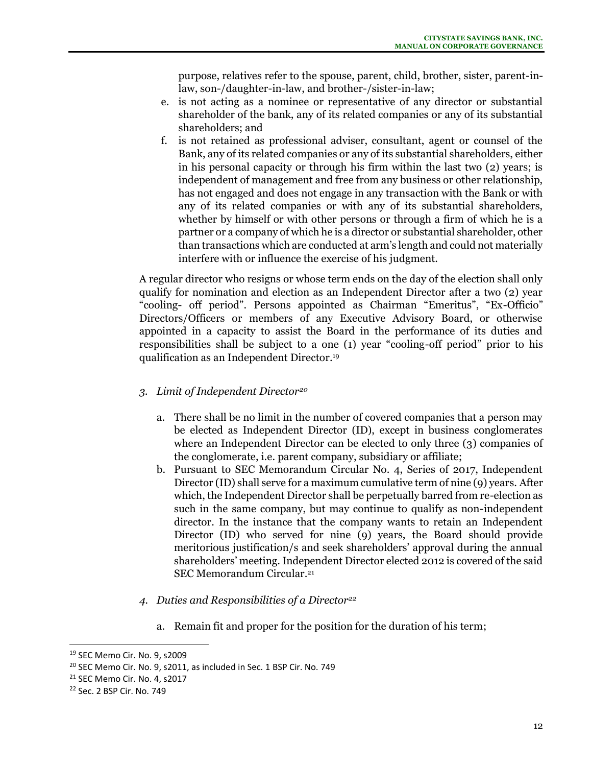purpose, relatives refer to the spouse, parent, child, brother, sister, parent-in-law, son-/daughter-in-law, and brother-/sister-in-law;

e. is not acting as a nominee or representative of any director or substantial shareholder of the bank, any of its related companies or any of its substantial shareholders; and

f. is not retained as professional adviser, consultant, agent or counsel of the Bank, any of its related companies or any of its substantial shareholders, either in his personal capacity or through his firm within the last two (2) years; is independent of management and free from any business or other relationship, has not engaged and does not engage in any transaction with the Bank or with any of its related companies or with any of its substantial shareholders, whether by himself or with other persons or through a firm of which he is a partner or a company of which he is a director or substantial shareholder, other than transactions which are conducted at arm's length and could not materially interfere with or influence the exercise of his judgment.

A regular director who resigns or whose term ends on the day of the election shall only qualify for nomination and election as an Independent Director after a two (2) year "cooling- off period". Persons appointed as Chairman "Emeritus", "Ex-Officio" Directors/Officers or members of any Executive Advisory Board, or otherwise appointed in a capacity to assist the Board in the performance of its duties and responsibilities shall be subject to a one (1) year "cooling-off period" prior to his qualification as an Independent Director.[19]

*3. Limit of Independent Director[20]*

a. There shall be no limit in the number of covered companies that a person may be elected as Independent Director (ID), except in business conglomerates where an Independent Director can be elected to only three (3) companies of the conglomerate, i.e. parent company, subsidiary or affiliate;

b. Pursuant to SEC Memorandum Circular No. 4, Series of 2017, Independent Director (ID) shall serve for a maximum cumulative term of nine (9) years. After which, the Independent Director shall be perpetually barred from re-election as such in the same company, but may continue to qualify as non-independent director. In the instance that the company wants to retain an Independent Director (ID) who served for nine (9) years, the Board should provide meritorious justification/s and seek shareholders' approval during the annual shareholders' meeting. Independent Director elected 2012 is covered of the said SEC Memorandum Circular.[21]

*4. Duties and Responsibilities of a Director[22]*

a. Remain fit and proper for the position for the duration of his term;

---

[19] SEC Memo Cir. No. 9, s2009

[20] SEC Memo Cir. No. 9, s2011, as included in Sec. 1 BSP Cir. No. 749

[21] SEC Memo Cir. No. 4, s2017

[22] Sec. 2 BSP Cir. No. 749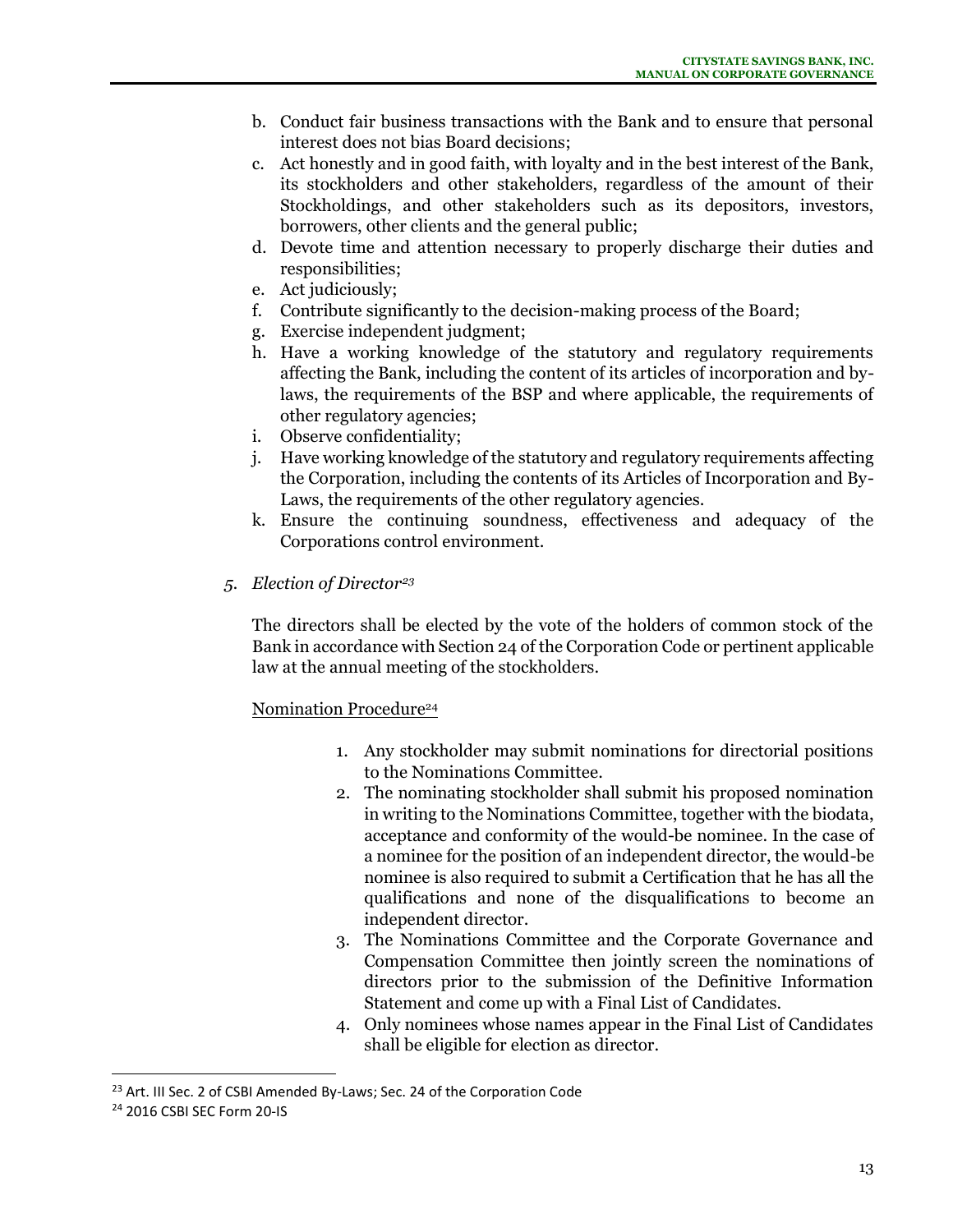b. Conduct fair business transactions with the Bank and to ensure that personal interest does not bias Board decisions;
c. Act honestly and in good faith, with loyalty and in the best interest of the Bank, its stockholders and other stakeholders, regardless of the amount of their Stockholdings, and other stakeholders such as its depositors, investors, borrowers, other clients and the general public;
d. Devote time and attention necessary to properly discharge their duties and responsibilities;
e. Act judiciously;
f. Contribute significantly to the decision-making process of the Board;
g. Exercise independent judgment;
h. Have a working knowledge of the statutory and regulatory requirements affecting the Bank, including the content of its articles of incorporation and by-laws, the requirements of the BSP and where applicable, the requirements of other regulatory agencies;
i. Observe confidentiality;
j. Have working knowledge of the statutory and regulatory requirements affecting the Corporation, including the contents of its Articles of Incorporation and By-Laws, the requirements of the other regulatory agencies.
k. Ensure the continuing soundness, effectiveness and adequacy of the Corporations control environment.

5. *Election of Director*[23]

The directors shall be elected by the vote of the holders of common stock of the Bank in accordance with Section 24 of the Corporation Code or pertinent applicable law at the annual meeting of the stockholders.

Nomination Procedure[24]

1. Any stockholder may submit nominations for directorial positions to the Nominations Committee.
2. The nominating stockholder shall submit his proposed nomination in writing to the Nominations Committee, together with the biodata, acceptance and conformity of the would-be nominee. In the case of a nominee for the position of an independent director, the would-be nominee is also required to submit a Certification that he has all the qualifications and none of the disqualifications to become an independent director.
3. The Nominations Committee and the Corporate Governance and Compensation Committee then jointly screen the nominations of directors prior to the submission of the Definitive Information Statement and come up with a Final List of Candidates.
4. Only nominees whose names appear in the Final List of Candidates shall be eligible for election as director.

[23] Art. III Sec. 2 of CSBI Amended By-Laws; Sec. 24 of the Corporation Code

[24] 2016 CSBI SEC Form 20-IS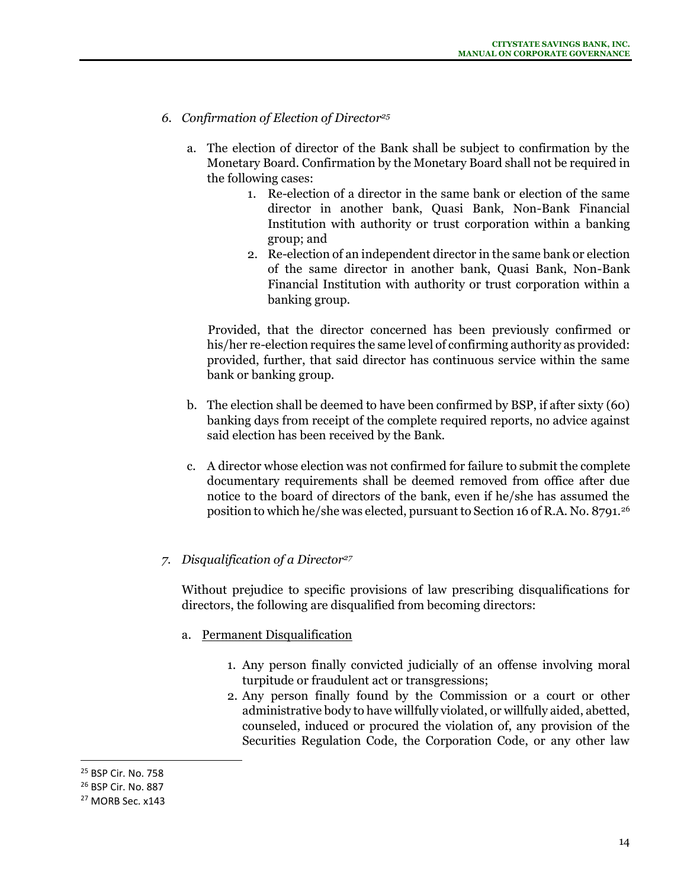6. *Confirmation of Election of Director*[25]

   a. The election of director of the Bank shall be subject to confirmation by the Monetary Board. Confirmation by the Monetary Board shall not be required in the following cases:

      1. Re-election of a director in the same bank or election of the same director in another bank, Quasi Bank, Non-Bank Financial Institution with authority or trust corporation within a banking group; and
      2. Re-election of an independent director in the same bank or election of the same director in another bank, Quasi Bank, Non-Bank Financial Institution with authority or trust corporation within a banking group.

      Provided, that the director concerned has been previously confirmed or his/her re-election requires the same level of confirming authority as provided: provided, further, that said director has continuous service within the same bank or banking group.

   b. The election shall be deemed to have been confirmed by BSP, if after sixty (60) banking days from receipt of the complete required reports, no advice against said election has been received by the Bank.

   c. A director whose election was not confirmed for failure to submit the complete documentary requirements shall be deemed removed from office after due notice to the board of directors of the bank, even if he/she has assumed the position to which he/she was elected, pursuant to Section 16 of R.A. No. 8791.[26]

7. *Disqualification of a Director*[27]

   Without prejudice to specific provisions of law prescribing disqualifications for directors, the following are disqualified from becoming directors:

   a. Permanent Disqualification

      1. Any person finally convicted judicially of an offense involving moral turpitude or fraudulent act or transgressions;
      2. Any person finally found by the Commission or a court or other administrative body to have willfully violated, or willfully aided, abetted, counseled, induced or procured the violation of, any provision of the Securities Regulation Code, the Corporation Code, or any other law

---

[25] BSP Cir. No. 758

[26] BSP Cir. No. 887

[27] MORB Sec. x143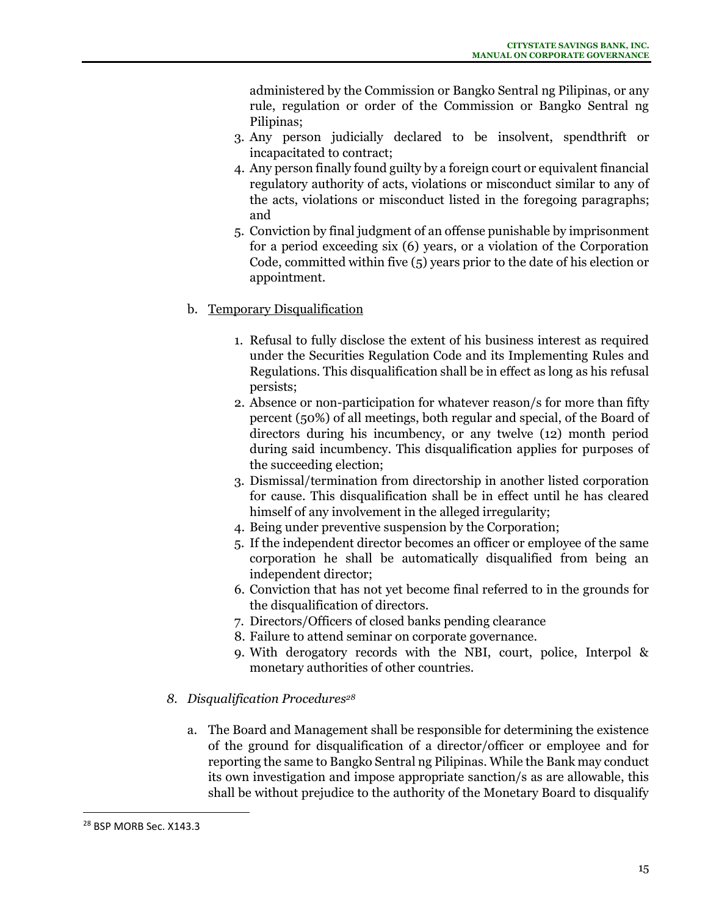administered by the Commission or Bangko Sentral ng Pilipinas, or any rule, regulation or order of the Commission or Bangko Sentral ng Pilipinas;

3. Any person judicially declared to be insolvent, spendthrift or incapacitated to contract;
4. Any person finally found guilty by a foreign court or equivalent financial regulatory authority of acts, violations or misconduct similar to any of the acts, violations or misconduct listed in the foregoing paragraphs; and
5. Conviction by final judgment of an offense punishable by imprisonment for a period exceeding six (6) years, or a violation of the Corporation Code, committed within five (5) years prior to the date of his election or appointment.

b. Temporary Disqualification

1. Refusal to fully disclose the extent of his business interest as required under the Securities Regulation Code and its Implementing Rules and Regulations. This disqualification shall be in effect as long as his refusal persists;
2. Absence or non-participation for whatever reason/s for more than fifty percent (50%) of all meetings, both regular and special, of the Board of directors during his incumbency, or any twelve (12) month period during said incumbency. This disqualification applies for purposes of the succeeding election;
3. Dismissal/termination from directorship in another listed corporation for cause. This disqualification shall be in effect until he has cleared himself of any involvement in the alleged irregularity;
4. Being under preventive suspension by the Corporation;
5. If the independent director becomes an officer or employee of the same corporation he shall be automatically disqualified from being an independent director;
6. Conviction that has not yet become final referred to in the grounds for the disqualification of directors.
7. Directors/Officers of closed banks pending clearance
8. Failure to attend seminar on corporate governance.
9. With derogatory records with the NBI, court, police, Interpol & monetary authorities of other countries.

*8. Disqualification Procedures*[28]

a. The Board and Management shall be responsible for determining the existence of the ground for disqualification of a director/officer or employee and for reporting the same to Bangko Sentral ng Pilipinas. While the Bank may conduct its own investigation and impose appropriate sanction/s as are allowable, this shall be without prejudice to the authority of the Monetary Board to disqualify

[28] BSP MORB Sec. X143.3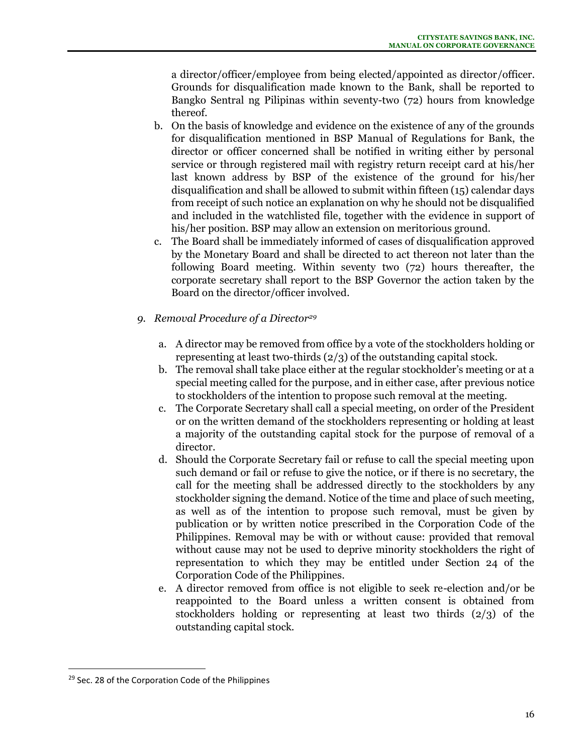a director/officer/employee from being elected/appointed as director/officer. Grounds for disqualification made known to the Bank, shall be reported to Bangko Sentral ng Pilipinas within seventy-two (72) hours from knowledge thereof.

b. On the basis of knowledge and evidence on the existence of any of the grounds for disqualification mentioned in BSP Manual of Regulations for Bank, the director or officer concerned shall be notified in writing either by personal service or through registered mail with registry return receipt card at his/her last known address by BSP of the existence of the ground for his/her disqualification and shall be allowed to submit within fifteen (15) calendar days from receipt of such notice an explanation on why he should not be disqualified and included in the watchlisted file, together with the evidence in support of his/her position. BSP may allow an extension on meritorious ground.

c. The Board shall be immediately informed of cases of disqualification approved by the Monetary Board and shall be directed to act thereon not later than the following Board meeting. Within seventy two (72) hours thereafter, the corporate secretary shall report to the BSP Governor the action taken by the Board on the director/officer involved.

9. *Removal Procedure of a Director*[29]

a. A director may be removed from office by a vote of the stockholders holding or representing at least two-thirds (2/3) of the outstanding capital stock.

b. The removal shall take place either at the regular stockholder's meeting or at a special meeting called for the purpose, and in either case, after previous notice to stockholders of the intention to propose such removal at the meeting.

c. The Corporate Secretary shall call a special meeting, on order of the President or on the written demand of the stockholders representing or holding at least a majority of the outstanding capital stock for the purpose of removal of a director.

d. Should the Corporate Secretary fail or refuse to call the special meeting upon such demand or fail or refuse to give the notice, or if there is no secretary, the call for the meeting shall be addressed directly to the stockholders by any stockholder signing the demand. Notice of the time and place of such meeting, as well as of the intention to propose such removal, must be given by publication or by written notice prescribed in the Corporation Code of the Philippines. Removal may be with or without cause: provided that removal without cause may not be used to deprive minority stockholders the right of representation to which they may be entitled under Section 24 of the Corporation Code of the Philippines.

e. A director removed from office is not eligible to seek re-election and/or be reappointed to the Board unless a written consent is obtained from stockholders holding or representing at least two thirds (2/3) of the outstanding capital stock.

---

[29] Sec. 28 of the Corporation Code of the Philippines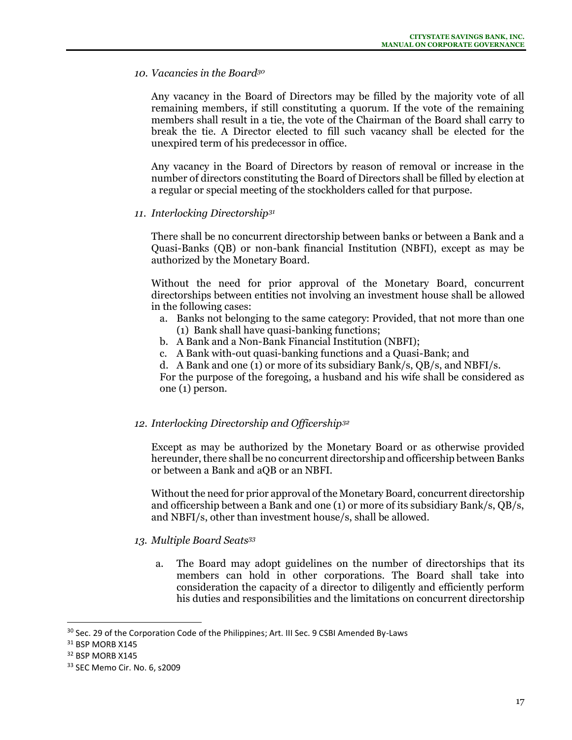*10. Vacancies in the Board*[30]

Any vacancy in the Board of Directors may be filled by the majority vote of all remaining members, if still constituting a quorum. If the vote of the remaining members shall result in a tie, the vote of the Chairman of the Board shall carry to break the tie. A Director elected to fill such vacancy shall be elected for the unexpired term of his predecessor in office.

Any vacancy in the Board of Directors by reason of removal or increase in the number of directors constituting the Board of Directors shall be filled by election at a regular or special meeting of the stockholders called for that purpose.

*11. Interlocking Directorship*[31]

There shall be no concurrent directorship between banks or between a Bank and a Quasi-Banks (QB) or non-bank financial Institution (NBFI), except as may be authorized by the Monetary Board.

Without the need for prior approval of the Monetary Board, concurrent directorships between entities not involving an investment house shall be allowed in the following cases:

a. Banks not belonging to the same category: Provided, that not more than one (1) Bank shall have quasi-banking functions;
b. A Bank and a Non-Bank Financial Institution (NBFI);
c. A Bank with-out quasi-banking functions and a Quasi-Bank; and
d. A Bank and one (1) or more of its subsidiary Bank/s, QB/s, and NBFI/s.

For the purpose of the foregoing, a husband and his wife shall be considered as one (1) person.

*12. Interlocking Directorship and Officership*[32]

Except as may be authorized by the Monetary Board or as otherwise provided hereunder, there shall be no concurrent directorship and officership between Banks or between a Bank and aQB or an NBFI.

Without the need for prior approval of the Monetary Board, concurrent directorship and officership between a Bank and one (1) or more of its subsidiary Bank/s, QB/s, and NBFI/s, other than investment house/s, shall be allowed.

*13. Multiple Board Seats*[33]

a. The Board may adopt guidelines on the number of directorships that its members can hold in other corporations. The Board shall take into consideration the capacity of a director to diligently and efficiently perform his duties and responsibilities and the limitations on concurrent directorship

---

[30] Sec. 29 of the Corporation Code of the Philippines; Art. III Sec. 9 CSBI Amended By-Laws

[31] BSP MORB X145

[32] BSP MORB X145

[33] SEC Memo Cir. No. 6, s2009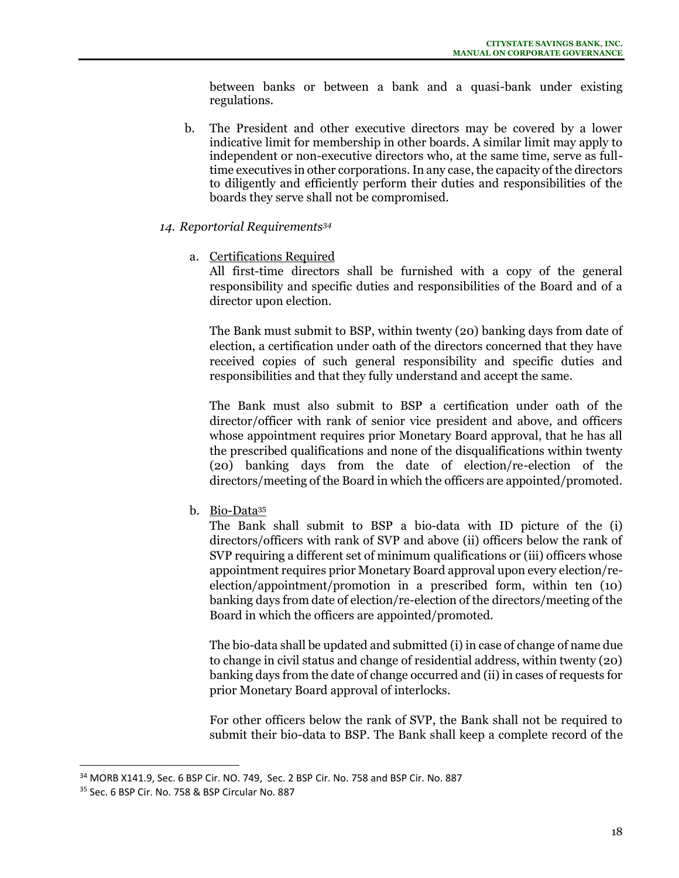between banks or between a bank and a quasi-bank under existing regulations.

b. The President and other executive directors may be covered by a lower indicative limit for membership in other boards. A similar limit may apply to independent or non-executive directors who, at the same time, serve as full-time executives in other corporations. In any case, the capacity of the directors to diligently and efficiently perform their duties and responsibilities of the boards they serve shall not be compromised.

*14. Reportorial Requirements*[34]

a. Certifications Required

All first-time directors shall be furnished with a copy of the general responsibility and specific duties and responsibilities of the Board and of a director upon election.

The Bank must submit to BSP, within twenty (20) banking days from date of election, a certification under oath of the directors concerned that they have received copies of such general responsibility and specific duties and responsibilities and that they fully understand and accept the same.

The Bank must also submit to BSP a certification under oath of the director/officer with rank of senior vice president and above, and officers whose appointment requires prior Monetary Board approval, that he has all the prescribed qualifications and none of the disqualifications within twenty (20) banking days from the date of election/re-election of the directors/meeting of the Board in which the officers are appointed/promoted.

b. Bio-Data[35]

The Bank shall submit to BSP a bio-data with ID picture of the (i) directors/officers with rank of SVP and above (ii) officers below the rank of SVP requiring a different set of minimum qualifications or (iii) officers whose appointment requires prior Monetary Board approval upon every election/re-election/appointment/promotion in a prescribed form, within ten (10) banking days from date of election/re-election of the directors/meeting of the Board in which the officers are appointed/promoted.

The bio-data shall be updated and submitted (i) in case of change of name due to change in civil status and change of residential address, within twenty (20) banking days from the date of change occurred and (ii) in cases of requests for prior Monetary Board approval of interlocks.

For other officers below the rank of SVP, the Bank shall not be required to submit their bio-data to BSP. The Bank shall keep a complete record of the

---

[34] MORB X141.9, Sec. 6 BSP Cir. NO. 749, Sec. 2 BSP Cir. No. 758 and BSP Cir. No. 887

[35] Sec. 6 BSP Cir. No. 758 & BSP Circular No. 887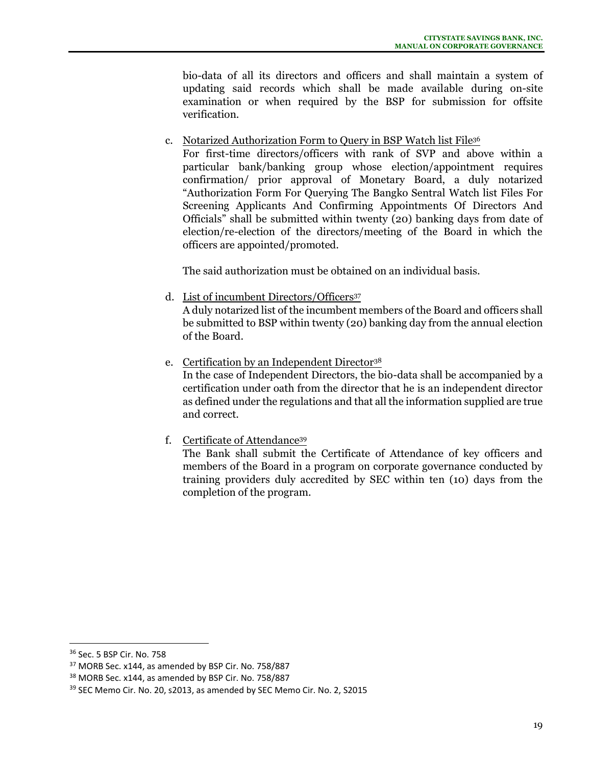bio-data of all its directors and officers and shall maintain a system of updating said records which shall be made available during on-site examination or when required by the BSP for submission for offsite verification.

c. Notarized Authorization Form to Query in BSP Watch list File[36]

For first-time directors/officers with rank of SVP and above within a particular bank/banking group whose election/appointment requires confirmation/ prior approval of Monetary Board, a duly notarized "Authorization Form For Querying The Bangko Sentral Watch list Files For Screening Applicants And Confirming Appointments Of Directors And Officials" shall be submitted within twenty (20) banking days from date of election/re-election of the directors/meeting of the Board in which the officers are appointed/promoted.

The said authorization must be obtained on an individual basis.

d. List of incumbent Directors/Officers[37]

A duly notarized list of the incumbent members of the Board and officers shall be submitted to BSP within twenty (20) banking day from the annual election of the Board.

e. Certification by an Independent Director[38]

In the case of Independent Directors, the bio-data shall be accompanied by a certification under oath from the director that he is an independent director as defined under the regulations and that all the information supplied are true and correct.

f. Certificate of Attendance[39]

The Bank shall submit the Certificate of Attendance of key officers and members of the Board in a program on corporate governance conducted by training providers duly accredited by SEC within ten (10) days from the completion of the program.

---

[36] Sec. 5 BSP Cir. No. 758

[37] MORB Sec. x144, as amended by BSP Cir. No. 758/887

[38] MORB Sec. x144, as amended by BSP Cir. No. 758/887

[39] SEC Memo Cir. No. 20, s2013, as amended by SEC Memo Cir. No. 2, S2015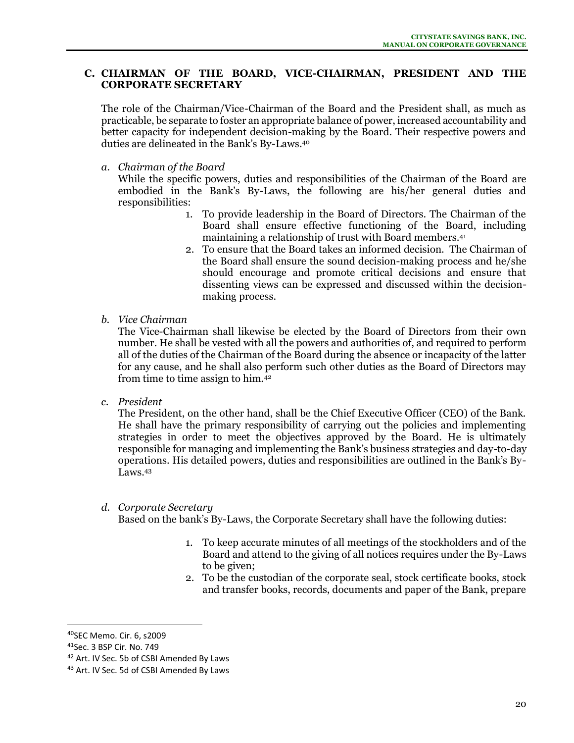## C. CHAIRMAN OF THE BOARD, VICE-CHAIRMAN, PRESIDENT AND THE CORPORATE SECRETARY

The role of the Chairman/Vice-Chairman of the Board and the President shall, as much as practicable, be separate to foster an appropriate balance of power, increased accountability and better capacity for independent decision-making by the Board. Their respective powers and duties are delineated in the Bank's By-Laws.[40]

*a. Chairman of the Board*

While the specific powers, duties and responsibilities of the Chairman of the Board are embodied in the Bank's By-Laws, the following are his/her general duties and responsibilities:

1. To provide leadership in the Board of Directors. The Chairman of the Board shall ensure effective functioning of the Board, including maintaining a relationship of trust with Board members.[41]
2. To ensure that the Board takes an informed decision. The Chairman of the Board shall ensure the sound decision-making process and he/she should encourage and promote critical decisions and ensure that dissenting views can be expressed and discussed within the decision-making process.

*b. Vice Chairman*

The Vice-Chairman shall likewise be elected by the Board of Directors from their own number. He shall be vested with all the powers and authorities of, and required to perform all of the duties of the Chairman of the Board during the absence or incapacity of the latter for any cause, and he shall also perform such other duties as the Board of Directors may from time to time assign to him.[42]

*c. President*

The President, on the other hand, shall be the Chief Executive Officer (CEO) of the Bank. He shall have the primary responsibility of carrying out the policies and implementing strategies in order to meet the objectives approved by the Board. He is ultimately responsible for managing and implementing the Bank's business strategies and day-to-day operations. His detailed powers, duties and responsibilities are outlined in the Bank's By-Laws.[43]

*d. Corporate Secretary*

Based on the bank's By-Laws, the Corporate Secretary shall have the following duties:

1. To keep accurate minutes of all meetings of the stockholders and of the Board and attend to the giving of all notices requires under the By-Laws to be given;
2. To be the custodian of the corporate seal, stock certificate books, stock and transfer books, records, documents and paper of the Bank, prepare

---

[40] SEC Memo. Cir. 6, s2009

[41] Sec. 3 BSP Cir. No. 749

[42] Art. IV Sec. 5b of CSBI Amended By Laws

[43] Art. IV Sec. 5d of CSBI Amended By Laws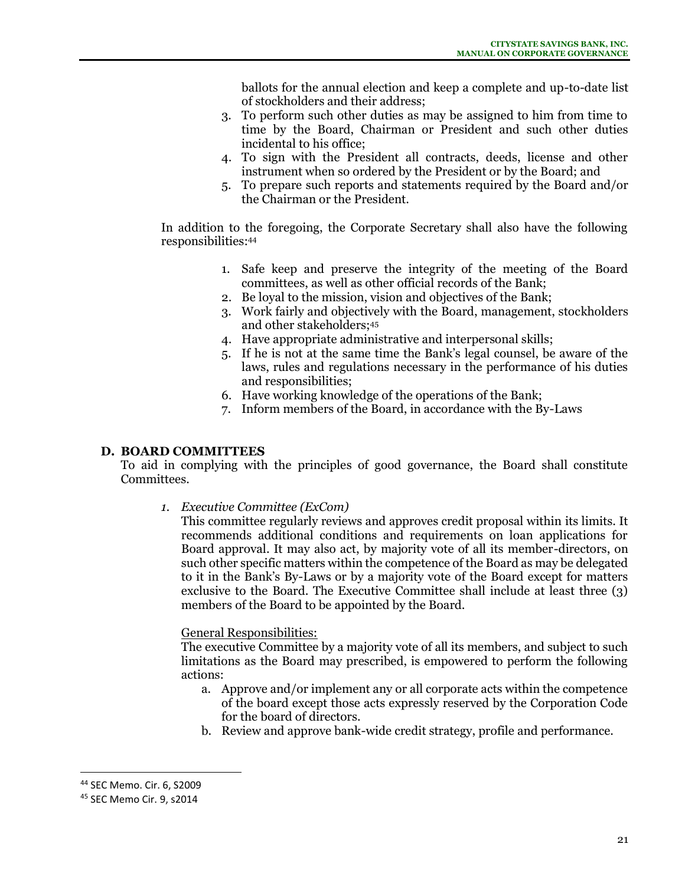ballots for the annual election and keep a complete and up-to-date list of stockholders and their address;

3. To perform such other duties as may be assigned to him from time to time by the Board, Chairman or President and such other duties incidental to his office;
4. To sign with the President all contracts, deeds, license and other instrument when so ordered by the President or by the Board; and
5. To prepare such reports and statements required by the Board and/or the Chairman or the President.

In addition to the foregoing, the Corporate Secretary shall also have the following responsibilities:[44]

1. Safe keep and preserve the integrity of the meeting of the Board committees, as well as other official records of the Bank;
2. Be loyal to the mission, vision and objectives of the Bank;
3. Work fairly and objectively with the Board, management, stockholders and other stakeholders;[45]
4. Have appropriate administrative and interpersonal skills;
5. If he is not at the same time the Bank's legal counsel, be aware of the laws, rules and regulations necessary in the performance of his duties and responsibilities;
6. Have working knowledge of the operations of the Bank;
7. Inform members of the Board, in accordance with the By-Laws

## D. BOARD COMMITTEES

To aid in complying with the principles of good governance, the Board shall constitute Committees.

1. *Executive Committee (ExCom)*

   This committee regularly reviews and approves credit proposal within its limits. It recommends additional conditions and requirements on loan applications for Board approval. It may also act, by majority vote of all its member-directors, on such other specific matters within the competence of the Board as may be delegated to it in the Bank's By-Laws or by a majority vote of the Board except for matters exclusive to the Board. The Executive Committee shall include at least three (3) members of the Board to be appointed by the Board.

   General Responsibilities:

   The executive Committee by a majority vote of all its members, and subject to such limitations as the Board may prescribed, is empowered to perform the following actions:

   a. Approve and/or implement any or all corporate acts within the competence of the board except those acts expressly reserved by the Corporation Code for the board of directors.
   b. Review and approve bank-wide credit strategy, profile and performance.

---

[44] SEC Memo. Cir. 6, S2009

[45] SEC Memo Cir. 9, s2014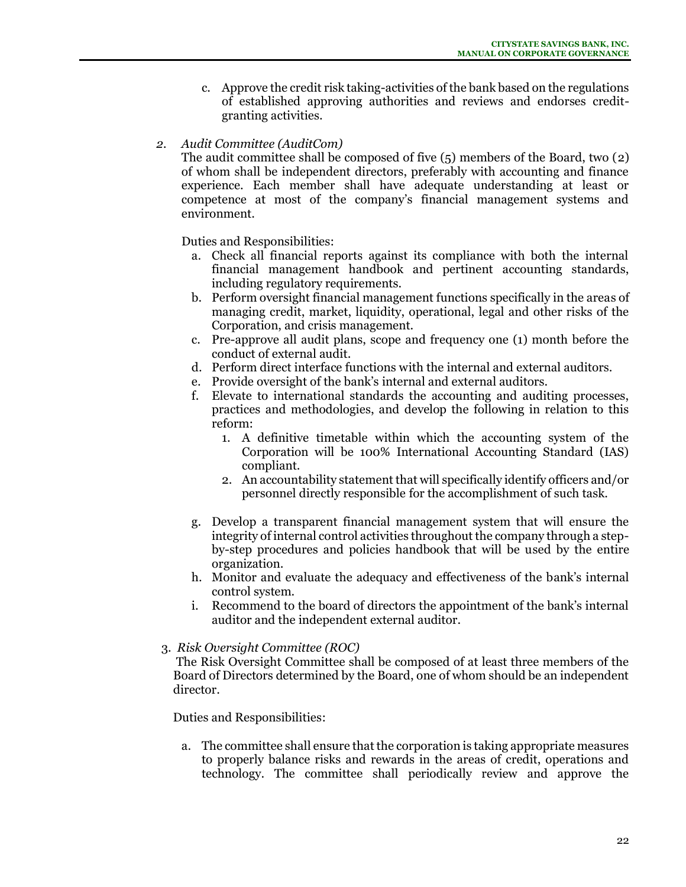c. Approve the credit risk taking-activities of the bank based on the regulations of established approving authorities and reviews and endorses credit-granting activities.

2. *Audit Committee (AuditCom)*

   The audit committee shall be composed of five (5) members of the Board, two (2) of whom shall be independent directors, preferably with accounting and finance experience. Each member shall have adequate understanding at least or competence at most of the company's financial management systems and environment.

   Duties and Responsibilities:

   a. Check all financial reports against its compliance with both the internal financial management handbook and pertinent accounting standards, including regulatory requirements.
   b. Perform oversight financial management functions specifically in the areas of managing credit, market, liquidity, operational, legal and other risks of the Corporation, and crisis management.
   c. Pre-approve all audit plans, scope and frequency one (1) month before the conduct of external audit.
   d. Perform direct interface functions with the internal and external auditors.
   e. Provide oversight of the bank's internal and external auditors.
   f. Elevate to international standards the accounting and auditing processes, practices and methodologies, and develop the following in relation to this reform:
      1. A definitive timetable within which the accounting system of the Corporation will be 100% International Accounting Standard (IAS) compliant.
      2. An accountability statement that will specifically identify officers and/or personnel directly responsible for the accomplishment of such task.

   g. Develop a transparent financial management system that will ensure the integrity of internal control activities throughout the company through a step-by-step procedures and policies handbook that will be used by the entire organization.
   h. Monitor and evaluate the adequacy and effectiveness of the bank's internal control system.
   i. Recommend to the board of directors the appointment of the bank's internal auditor and the independent external auditor.

3. *Risk Oversight Committee (ROC)*

   The Risk Oversight Committee shall be composed of at least three members of the Board of Directors determined by the Board, one of whom should be an independent director.

   Duties and Responsibilities:

   a. The committee shall ensure that the corporation is taking appropriate measures to properly balance risks and rewards in the areas of credit, operations and technology. The committee shall periodically review and approve the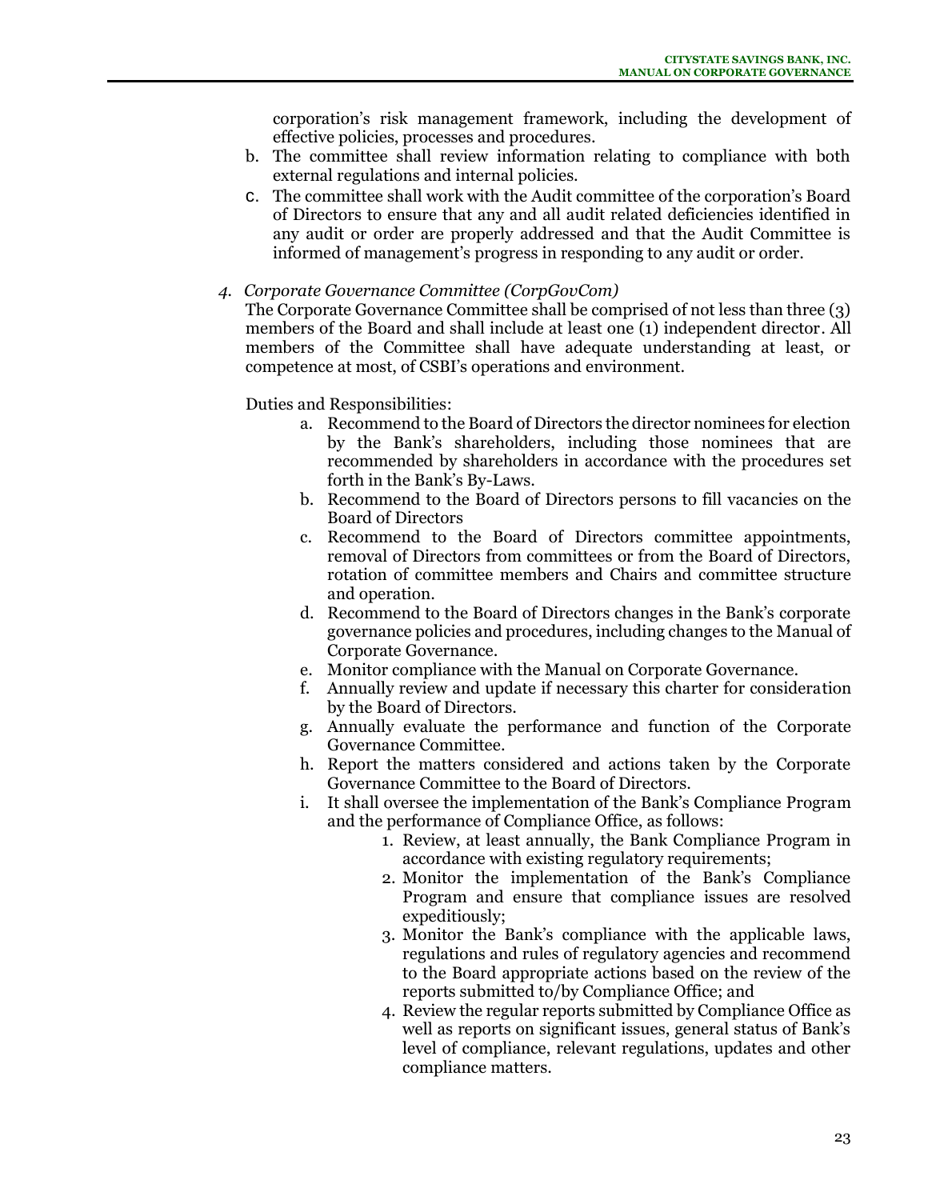corporation's risk management framework, including the development of effective policies, processes and procedures.

b. The committee shall review information relating to compliance with both external regulations and internal policies.
c. The committee shall work with the Audit committee of the corporation's Board of Directors to ensure that any and all audit related deficiencies identified in any audit or order are properly addressed and that the Audit Committee is informed of management's progress in responding to any audit or order.

*4. Corporate Governance Committee (CorpGovCom)*

The Corporate Governance Committee shall be comprised of not less than three (3) members of the Board and shall include at least one (1) independent director. All members of the Committee shall have adequate understanding at least, or competence at most, of CSBI's operations and environment.

Duties and Responsibilities:

a. Recommend to the Board of Directors the director nominees for election by the Bank's shareholders, including those nominees that are recommended by shareholders in accordance with the procedures set forth in the Bank's By-Laws.
b. Recommend to the Board of Directors persons to fill vacancies on the Board of Directors
c. Recommend to the Board of Directors committee appointments, removal of Directors from committees or from the Board of Directors, rotation of committee members and Chairs and committee structure and operation.
d. Recommend to the Board of Directors changes in the Bank's corporate governance policies and procedures, including changes to the Manual of Corporate Governance.
e. Monitor compliance with the Manual on Corporate Governance.
f. Annually review and update if necessary this charter for consideration by the Board of Directors.
g. Annually evaluate the performance and function of the Corporate Governance Committee.
h. Report the matters considered and actions taken by the Corporate Governance Committee to the Board of Directors.
i. It shall oversee the implementation of the Bank's Compliance Program and the performance of Compliance Office, as follows:
   1. Review, at least annually, the Bank Compliance Program in accordance with existing regulatory requirements;
   2. Monitor the implementation of the Bank's Compliance Program and ensure that compliance issues are resolved expeditiously;
   3. Monitor the Bank's compliance with the applicable laws, regulations and rules of regulatory agencies and recommend to the Board appropriate actions based on the review of the reports submitted to/by Compliance Office; and
   4. Review the regular reports submitted by Compliance Office as well as reports on significant issues, general status of Bank's level of compliance, relevant regulations, updates and other compliance matters.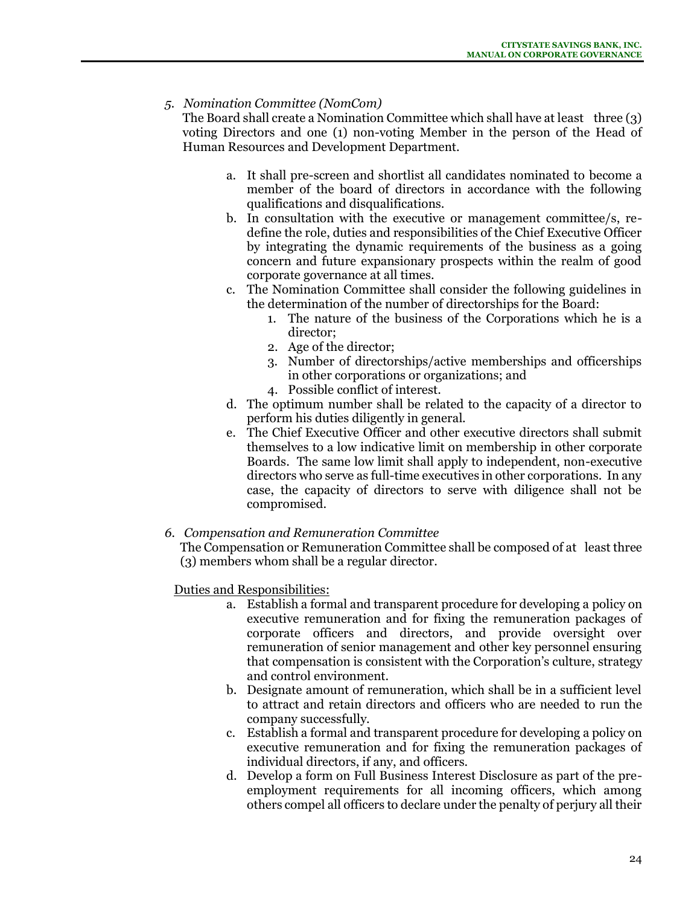*5. Nomination Committee (NomCom)*

The Board shall create a Nomination Committee which shall have at least three (3) voting Directors and one (1) non-voting Member in the person of the Head of Human Resources and Development Department.

a. It shall pre-screen and shortlist all candidates nominated to become a member of the board of directors in accordance with the following qualifications and disqualifications.
b. In consultation with the executive or management committee/s, re-define the role, duties and responsibilities of the Chief Executive Officer by integrating the dynamic requirements of the business as a going concern and future expansionary prospects within the realm of good corporate governance at all times.
c. The Nomination Committee shall consider the following guidelines in the determination of the number of directorships for the Board:
    1. The nature of the business of the Corporations which he is a director;
    2. Age of the director;
    3. Number of directorships/active memberships and officerships in other corporations or organizations; and
    4. Possible conflict of interest.
d. The optimum number shall be related to the capacity of a director to perform his duties diligently in general.
e. The Chief Executive Officer and other executive directors shall submit themselves to a low indicative limit on membership in other corporate Boards. The same low limit shall apply to independent, non-executive directors who serve as full-time executives in other corporations. In any case, the capacity of directors to serve with diligence shall not be compromised.

*6. Compensation and Remuneration Committee*

The Compensation or Remuneration Committee shall be composed of at least three (3) members whom shall be a regular director.

Duties and Responsibilities:

a. Establish a formal and transparent procedure for developing a policy on executive remuneration and for fixing the remuneration packages of corporate officers and directors, and provide oversight over remuneration of senior management and other key personnel ensuring that compensation is consistent with the Corporation's culture, strategy and control environment.
b. Designate amount of remuneration, which shall be in a sufficient level to attract and retain directors and officers who are needed to run the company successfully.
c. Establish a formal and transparent procedure for developing a policy on executive remuneration and for fixing the remuneration packages of individual directors, if any, and officers.
d. Develop a form on Full Business Interest Disclosure as part of the pre-employment requirements for all incoming officers, which among others compel all officers to declare under the penalty of perjury all their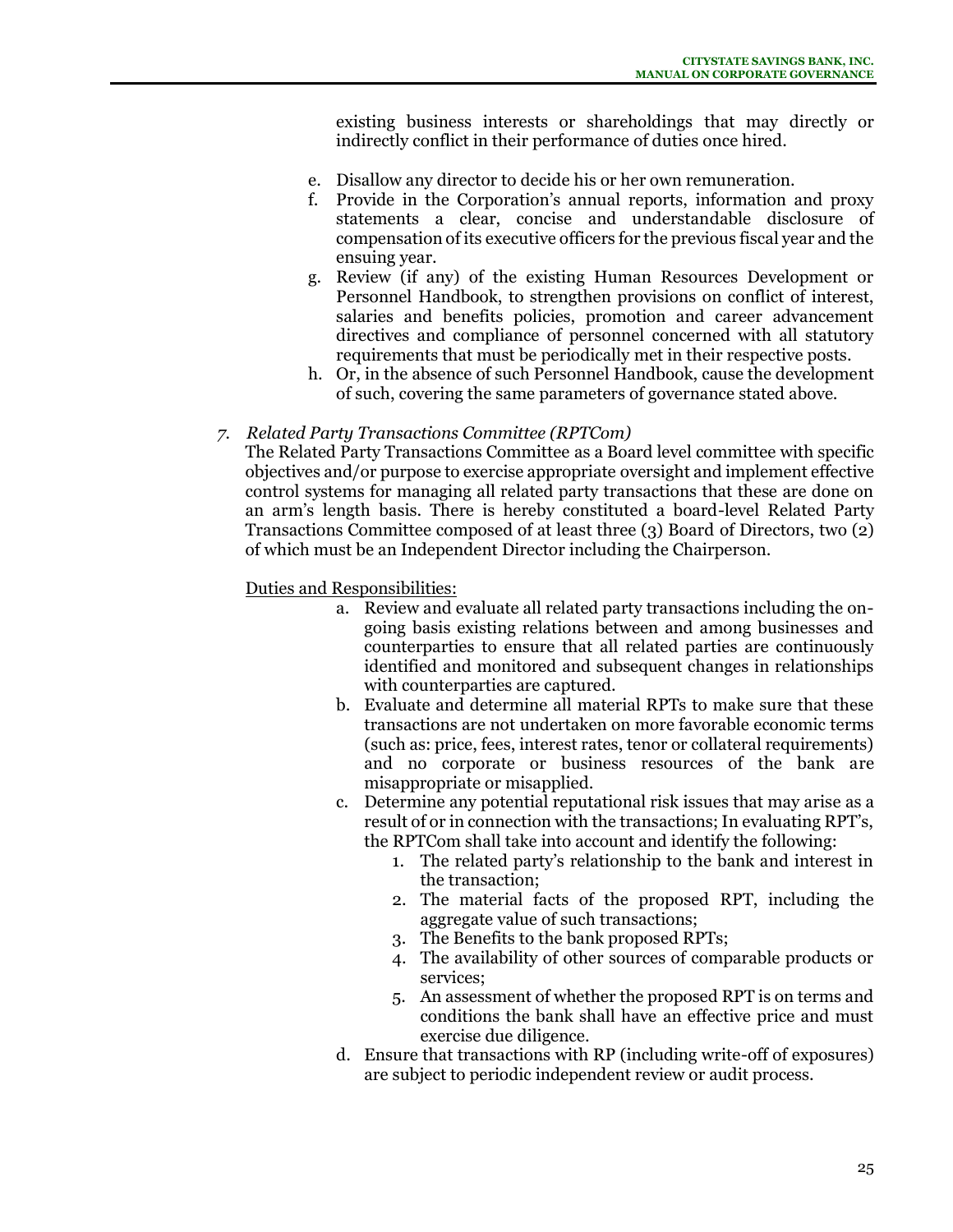existing business interests or shareholdings that may directly or indirectly conflict in their performance of duties once hired.

e. Disallow any director to decide his or her own remuneration.
f. Provide in the Corporation's annual reports, information and proxy statements a clear, concise and understandable disclosure of compensation of its executive officers for the previous fiscal year and the ensuing year.
g. Review (if any) of the existing Human Resources Development or Personnel Handbook, to strengthen provisions on conflict of interest, salaries and benefits policies, promotion and career advancement directives and compliance of personnel concerned with all statutory requirements that must be periodically met in their respective posts.
h. Or, in the absence of such Personnel Handbook, cause the development of such, covering the same parameters of governance stated above.

7. *Related Party Transactions Committee (RPTCom)*

The Related Party Transactions Committee as a Board level committee with specific objectives and/or purpose to exercise appropriate oversight and implement effective control systems for managing all related party transactions that these are done on an arm's length basis. There is hereby constituted a board-level Related Party Transactions Committee composed of at least three (3) Board of Directors, two (2) of which must be an Independent Director including the Chairperson.

<u>Duties and Responsibilities:</u>

a. Review and evaluate all related party transactions including the on-going basis existing relations between and among businesses and counterparties to ensure that all related parties are continuously identified and monitored and subsequent changes in relationships with counterparties are captured.
b. Evaluate and determine all material RPTs to make sure that these transactions are not undertaken on more favorable economic terms (such as: price, fees, interest rates, tenor or collateral requirements) and no corporate or business resources of the bank are misappropriate or misapplied.
c. Determine any potential reputational risk issues that may arise as a result of or in connection with the transactions; In evaluating RPT's, the RPTCom shall take into account and identify the following:
    1. The related party's relationship to the bank and interest in the transaction;
    2. The material facts of the proposed RPT, including the aggregate value of such transactions;
    3. The Benefits to the bank proposed RPTs;
    4. The availability of other sources of comparable products or services;
    5. An assessment of whether the proposed RPT is on terms and conditions the bank shall have an effective price and must exercise due diligence.
d. Ensure that transactions with RP (including write-off of exposures) are subject to periodic independent review or audit process.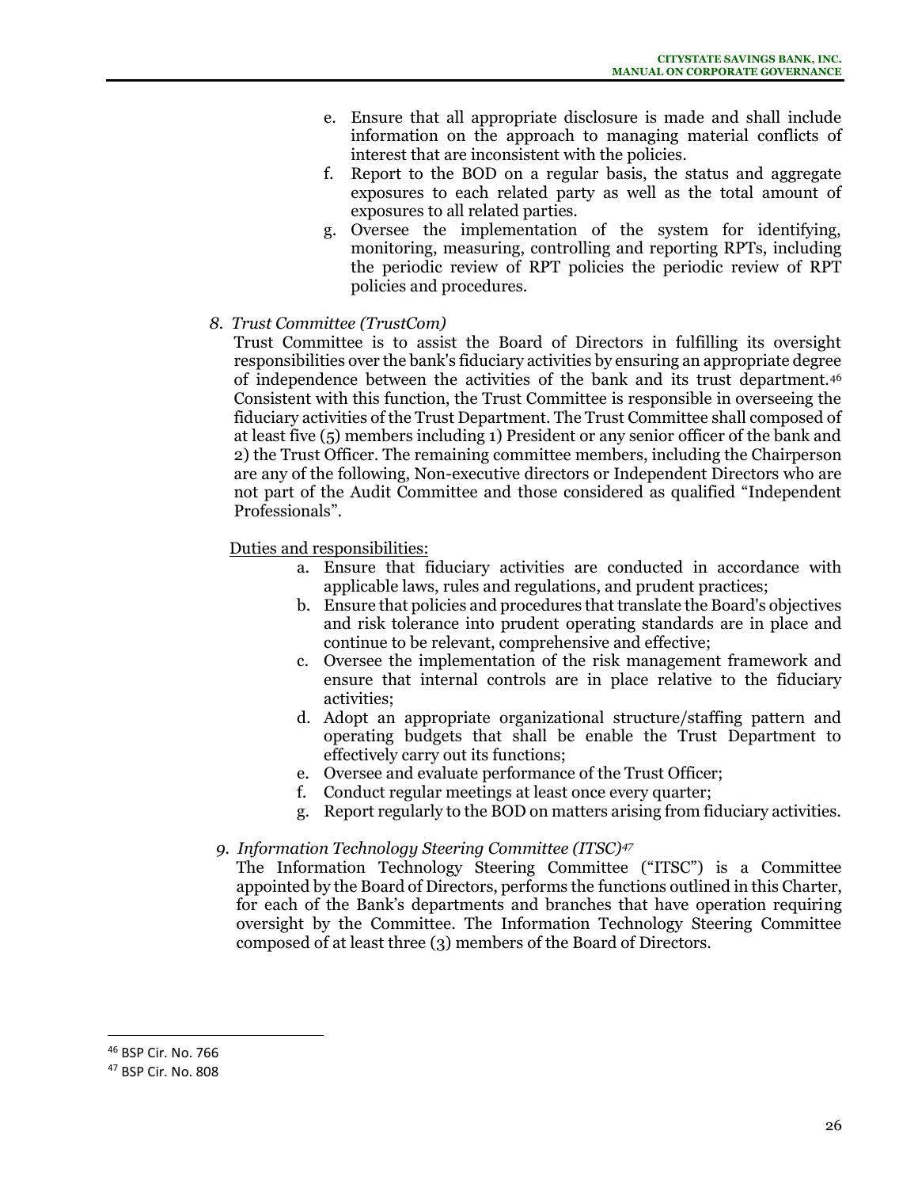e. Ensure that all appropriate disclosure is made and shall include information on the approach to managing material conflicts of interest that are inconsistent with the policies.
f. Report to the BOD on a regular basis, the status and aggregate exposures to each related party as well as the total amount of exposures to all related parties.
g. Oversee the implementation of the system for identifying, monitoring, measuring, controlling and reporting RPTs, including the periodic review of RPT policies the periodic review of RPT policies and procedures.

8. *Trust Committee (TrustCom)*

Trust Committee is to assist the Board of Directors in fulfilling its oversight responsibilities over the bank's fiduciary activities by ensuring an appropriate degree of independence between the activities of the bank and its trust department.[46] Consistent with this function, the Trust Committee is responsible in overseeing the fiduciary activities of the Trust Department. The Trust Committee shall composed of at least five (5) members including 1) President or any senior officer of the bank and 2) the Trust Officer. The remaining committee members, including the Chairperson are any of the following, Non-executive directors or Independent Directors who are not part of the Audit Committee and those considered as qualified "Independent Professionals".

Duties and responsibilities:

a. Ensure that fiduciary activities are conducted in accordance with applicable laws, rules and regulations, and prudent practices;
b. Ensure that policies and procedures that translate the Board's objectives and risk tolerance into prudent operating standards are in place and continue to be relevant, comprehensive and effective;
c. Oversee the implementation of the risk management framework and ensure that internal controls are in place relative to the fiduciary activities;
d. Adopt an appropriate organizational structure/staffing pattern and operating budgets that shall be enable the Trust Department to effectively carry out its functions;
e. Oversee and evaluate performance of the Trust Officer;
f. Conduct regular meetings at least once every quarter;
g. Report regularly to the BOD on matters arising from fiduciary activities.

9. *Information Technology Steering Committee (ITSC)*[47]

The Information Technology Steering Committee ("ITSC") is a Committee appointed by the Board of Directors, performs the functions outlined in this Charter, for each of the Bank's departments and branches that have operation requiring oversight by the Committee. The Information Technology Steering Committee composed of at least three (3) members of the Board of Directors.

---

[46] BSP Cir. No. 766

[47] BSP Cir. No. 808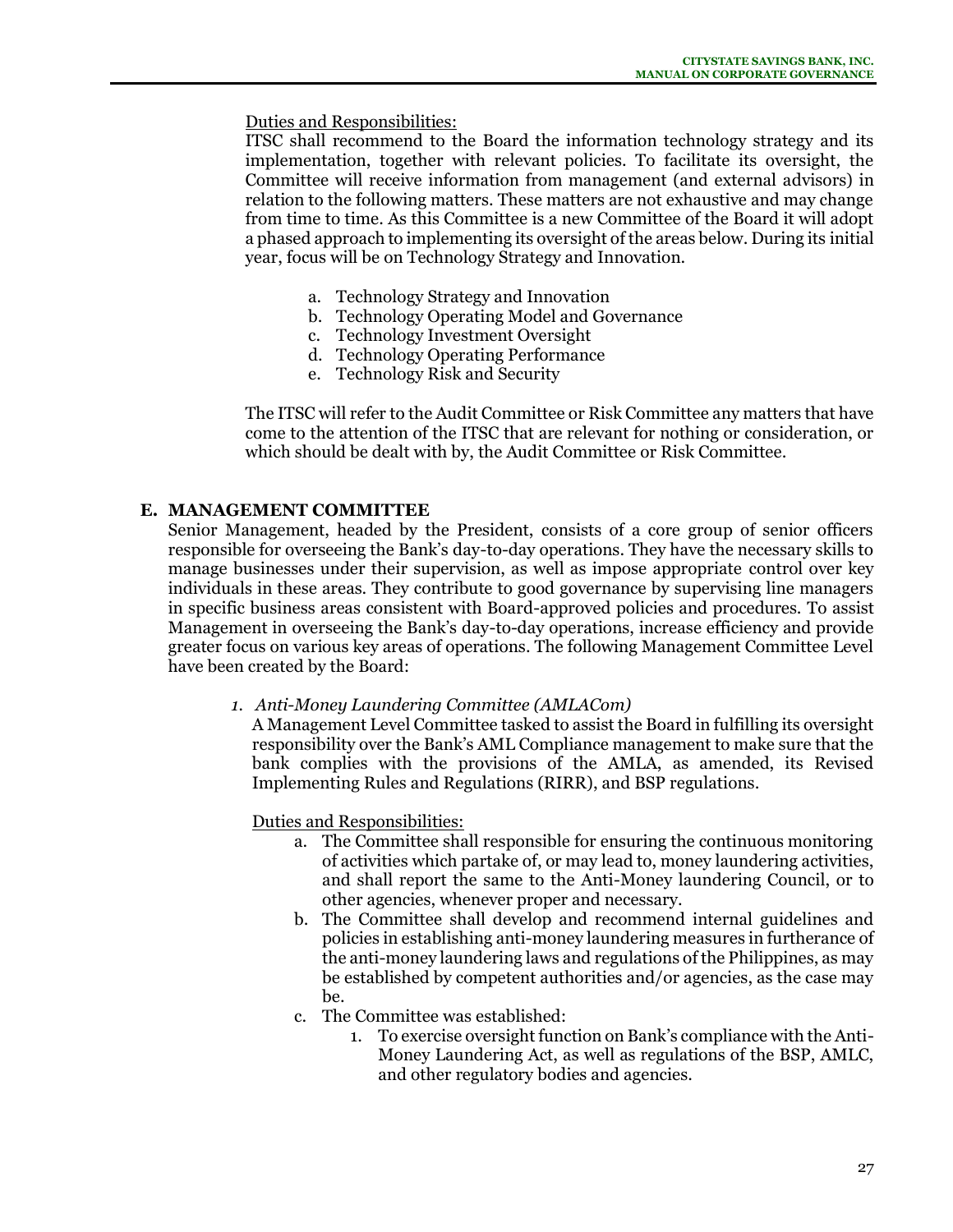Duties and Responsibilities:
ITSC shall recommend to the Board the information technology strategy and its implementation, together with relevant policies. To facilitate its oversight, the Committee will receive information from management (and external advisors) in relation to the following matters. These matters are not exhaustive and may change from time to time. As this Committee is a new Committee of the Board it will adopt a phased approach to implementing its oversight of the areas below. During its initial year, focus will be on Technology Strategy and Innovation.

a. Technology Strategy and Innovation
b. Technology Operating Model and Governance
c. Technology Investment Oversight
d. Technology Operating Performance
e. Technology Risk and Security

The ITSC will refer to the Audit Committee or Risk Committee any matters that have come to the attention of the ITSC that are relevant for nothing or consideration, or which should be dealt with by, the Audit Committee or Risk Committee.

## E. MANAGEMENT COMMITTEE

Senior Management, headed by the President, consists of a core group of senior officers responsible for overseeing the Bank's day-to-day operations. They have the necessary skills to manage businesses under their supervision, as well as impose appropriate control over key individuals in these areas. They contribute to good governance by supervising line managers in specific business areas consistent with Board-approved policies and procedures. To assist Management in overseeing the Bank's day-to-day operations, increase efficiency and provide greater focus on various key areas of operations. The following Management Committee Level have been created by the Board:

1. *Anti-Money Laundering Committee (AMLACom)*

A Management Level Committee tasked to assist the Board in fulfilling its oversight responsibility over the Bank's AML Compliance management to make sure that the bank complies with the provisions of the AMLA, as amended, its Revised Implementing Rules and Regulations (RIRR), and BSP regulations.

Duties and Responsibilities:

a. The Committee shall responsible for ensuring the continuous monitoring of activities which partake of, or may lead to, money laundering activities, and shall report the same to the Anti-Money laundering Council, or to other agencies, whenever proper and necessary.
b. The Committee shall develop and recommend internal guidelines and policies in establishing anti-money laundering measures in furtherance of the anti-money laundering laws and regulations of the Philippines, as may be established by competent authorities and/or agencies, as the case may be.
c. The Committee was established:
    1. To exercise oversight function on Bank's compliance with the Anti-Money Laundering Act, as well as regulations of the BSP, AMLC, and other regulatory bodies and agencies.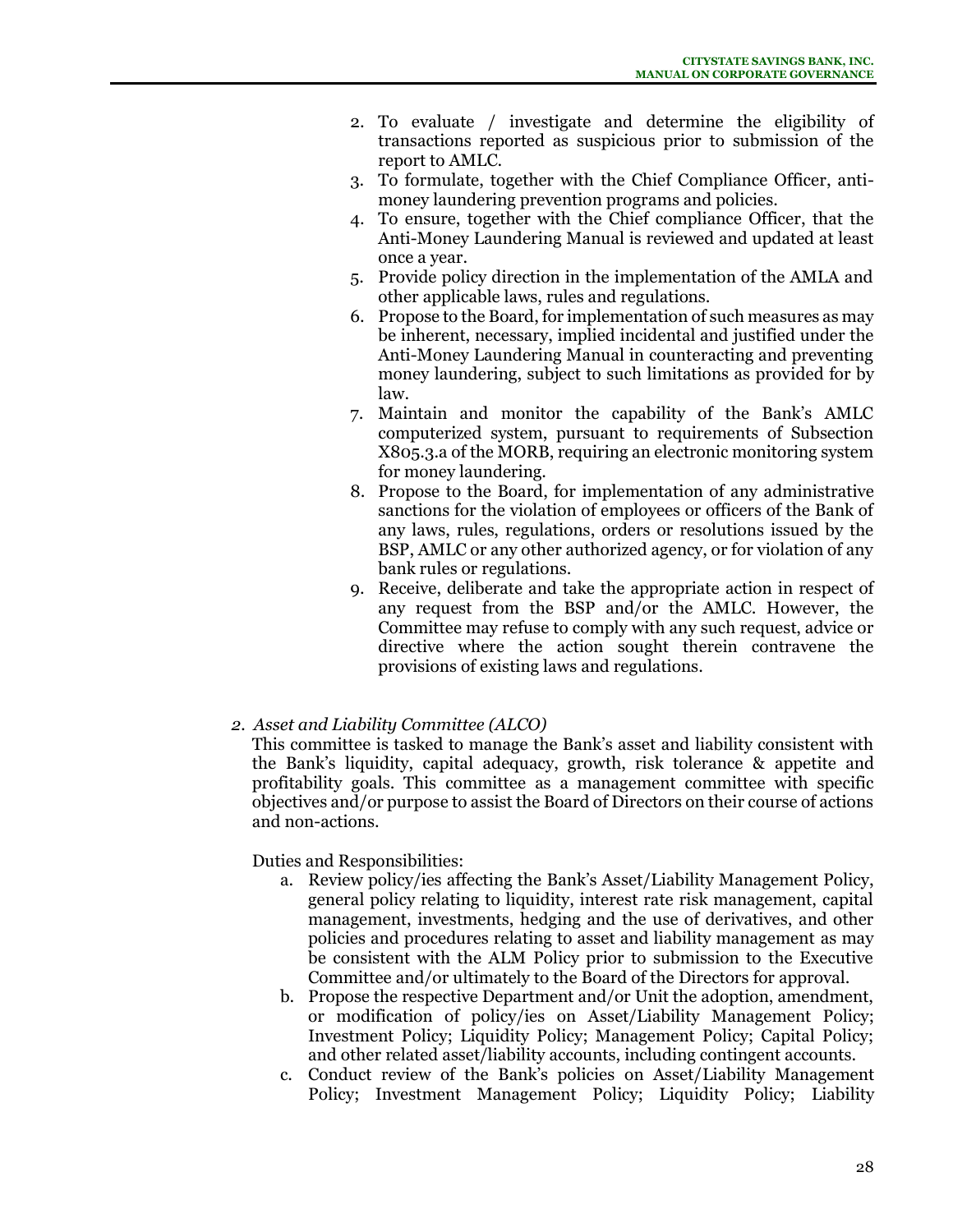2. To evaluate / investigate and determine the eligibility of transactions reported as suspicious prior to submission of the report to AMLC.
3. To formulate, together with the Chief Compliance Officer, anti-money laundering prevention programs and policies.
4. To ensure, together with the Chief compliance Officer, that the Anti-Money Laundering Manual is reviewed and updated at least once a year.
5. Provide policy direction in the implementation of the AMLA and other applicable laws, rules and regulations.
6. Propose to the Board, for implementation of such measures as may be inherent, necessary, implied incidental and justified under the Anti-Money Laundering Manual in counteracting and preventing money laundering, subject to such limitations as provided for by law.
7. Maintain and monitor the capability of the Bank's AMLC computerized system, pursuant to requirements of Subsection X805.3.a of the MORB, requiring an electronic monitoring system for money laundering.
8. Propose to the Board, for implementation of any administrative sanctions for the violation of employees or officers of the Bank of any laws, rules, regulations, orders or resolutions issued by the BSP, AMLC or any other authorized agency, or for violation of any bank rules or regulations.
9. Receive, deliberate and take the appropriate action in respect of any request from the BSP and/or the AMLC. However, the Committee may refuse to comply with any such request, advice or directive where the action sought therein contravene the provisions of existing laws and regulations.

2. *Asset and Liability Committee (ALCO)*

This committee is tasked to manage the Bank's asset and liability consistent with the Bank's liquidity, capital adequacy, growth, risk tolerance & appetite and profitability goals. This committee as a management committee with specific objectives and/or purpose to assist the Board of Directors on their course of actions and non-actions.

Duties and Responsibilities:

a. Review policy/ies affecting the Bank's Asset/Liability Management Policy, general policy relating to liquidity, interest rate risk management, capital management, investments, hedging and the use of derivatives, and other policies and procedures relating to asset and liability management as may be consistent with the ALM Policy prior to submission to the Executive Committee and/or ultimately to the Board of the Directors for approval.
b. Propose the respective Department and/or Unit the adoption, amendment, or modification of policy/ies on Asset/Liability Management Policy; Investment Policy; Liquidity Policy; Management Policy; Capital Policy; and other related asset/liability accounts, including contingent accounts.
c. Conduct review of the Bank's policies on Asset/Liability Management Policy; Investment Management Policy; Liquidity Policy; Liability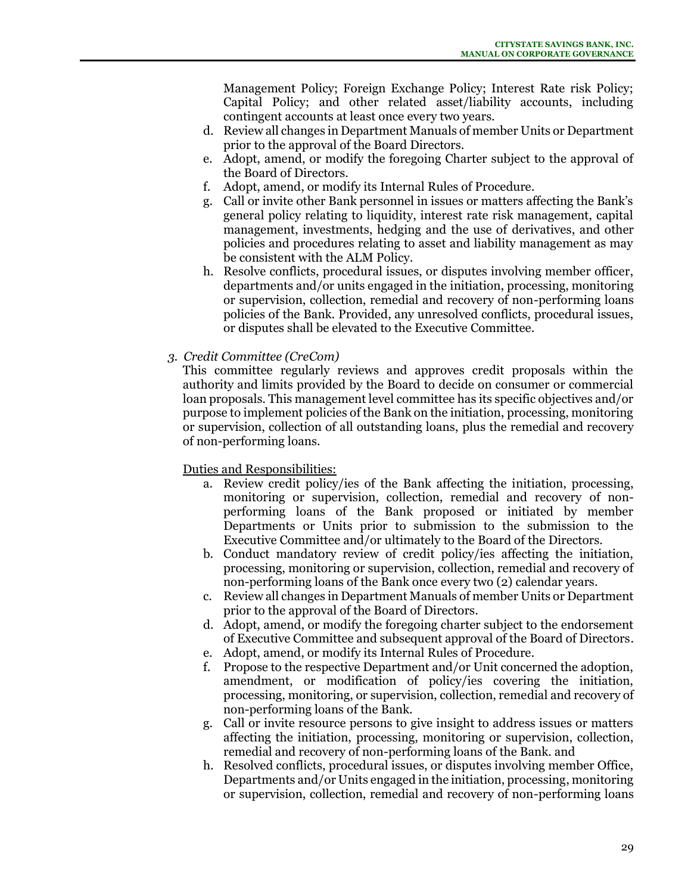Management Policy; Foreign Exchange Policy; Interest Rate risk Policy; Capital Policy; and other related asset/liability accounts, including contingent accounts at least once every two years.

d. Review all changes in Department Manuals of member Units or Department prior to the approval of the Board Directors.
e. Adopt, amend, or modify the foregoing Charter subject to the approval of the Board of Directors.
f. Adopt, amend, or modify its Internal Rules of Procedure.
g. Call or invite other Bank personnel in issues or matters affecting the Bank's general policy relating to liquidity, interest rate risk management, capital management, investments, hedging and the use of derivatives, and other policies and procedures relating to asset and liability management as may be consistent with the ALM Policy.
h. Resolve conflicts, procedural issues, or disputes involving member officer, departments and/or units engaged in the initiation, processing, monitoring or supervision, collection, remedial and recovery of non-performing loans policies of the Bank. Provided, any unresolved conflicts, procedural issues, or disputes shall be elevated to the Executive Committee.

*3. Credit Committee (CreCom)*

This committee regularly reviews and approves credit proposals within the authority and limits provided by the Board to decide on consumer or commercial loan proposals. This management level committee has its specific objectives and/or purpose to implement policies of the Bank on the initiation, processing, monitoring or supervision, collection of all outstanding loans, plus the remedial and recovery of non-performing loans.

Duties and Responsibilities:

a. Review credit policy/ies of the Bank affecting the initiation, processing, monitoring or supervision, collection, remedial and recovery of non-performing loans of the Bank proposed or initiated by member Departments or Units prior to submission to the submission to the Executive Committee and/or ultimately to the Board of the Directors.
b. Conduct mandatory review of credit policy/ies affecting the initiation, processing, monitoring or supervision, collection, remedial and recovery of non-performing loans of the Bank once every two (2) calendar years.
c. Review all changes in Department Manuals of member Units or Department prior to the approval of the Board of Directors.
d. Adopt, amend, or modify the foregoing charter subject to the endorsement of Executive Committee and subsequent approval of the Board of Directors.
e. Adopt, amend, or modify its Internal Rules of Procedure.
f. Propose to the respective Department and/or Unit concerned the adoption, amendment, or modification of policy/ies covering the initiation, processing, monitoring, or supervision, collection, remedial and recovery of non-performing loans of the Bank.
g. Call or invite resource persons to give insight to address issues or matters affecting the initiation, processing, monitoring or supervision, collection, remedial and recovery of non-performing loans of the Bank. and
h. Resolved conflicts, procedural issues, or disputes involving member Office, Departments and/or Units engaged in the initiation, processing, monitoring or supervision, collection, remedial and recovery of non-performing loans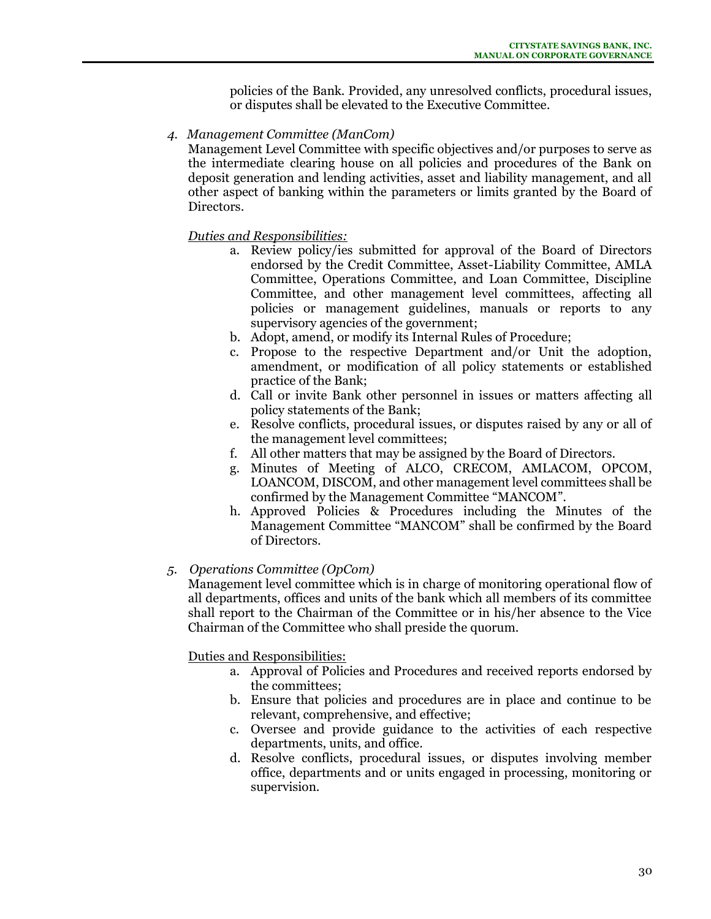policies of the Bank. Provided, any unresolved conflicts, procedural issues, or disputes shall be elevated to the Executive Committee.

4. *Management Committee (ManCom)*

Management Level Committee with specific objectives and/or purposes to serve as the intermediate clearing house on all policies and procedures of the Bank on deposit generation and lending activities, asset and liability management, and all other aspect of banking within the parameters or limits granted by the Board of Directors.

*Duties and Responsibilities:*

a. Review policy/ies submitted for approval of the Board of Directors endorsed by the Credit Committee, Asset-Liability Committee, AMLA Committee, Operations Committee, and Loan Committee, Discipline Committee, and other management level committees, affecting all policies or management guidelines, manuals or reports to any supervisory agencies of the government;
b. Adopt, amend, or modify its Internal Rules of Procedure;
c. Propose to the respective Department and/or Unit the adoption, amendment, or modification of all policy statements or established practice of the Bank;
d. Call or invite Bank other personnel in issues or matters affecting all policy statements of the Bank;
e. Resolve conflicts, procedural issues, or disputes raised by any or all of the management level committees;
f. All other matters that may be assigned by the Board of Directors.
g. Minutes of Meeting of ALCO, CRECOM, AMLACOM, OPCOM, LOANCOM, DISCOM, and other management level committees shall be confirmed by the Management Committee "MANCOM".
h. Approved Policies & Procedures including the Minutes of the Management Committee "MANCOM" shall be confirmed by the Board of Directors.

5. *Operations Committee (OpCom)*

Management level committee which is in charge of monitoring operational flow of all departments, offices and units of the bank which all members of its committee shall report to the Chairman of the Committee or in his/her absence to the Vice Chairman of the Committee who shall preside the quorum.

Duties and Responsibilities:

a. Approval of Policies and Procedures and received reports endorsed by the committees;
b. Ensure that policies and procedures are in place and continue to be relevant, comprehensive, and effective;
c. Oversee and provide guidance to the activities of each respective departments, units, and office.
d. Resolve conflicts, procedural issues, or disputes involving member office, departments and or units engaged in processing, monitoring or supervision.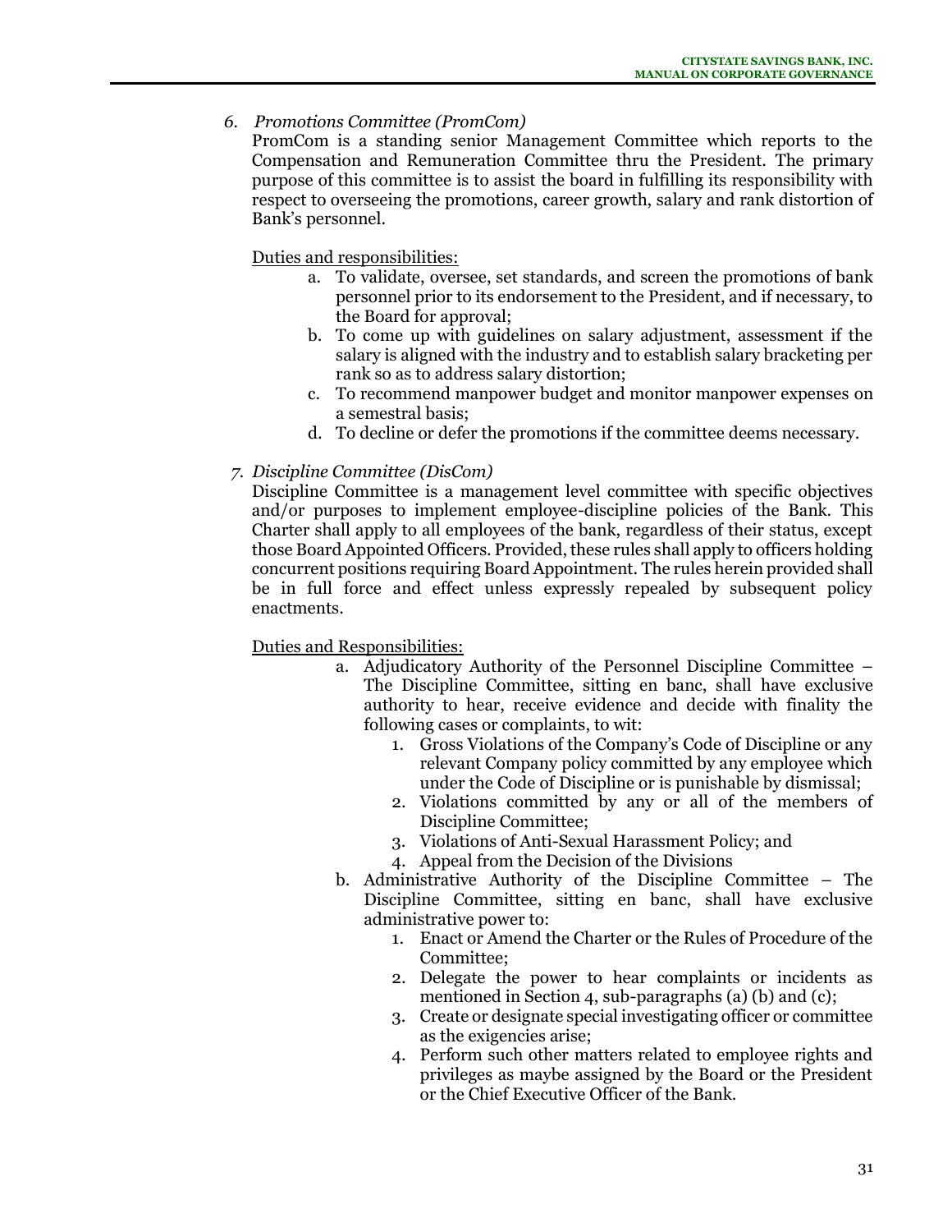6. *Promotions Committee (PromCom)*

PromCom is a standing senior Management Committee which reports to the Compensation and Remuneration Committee thru the President. The primary purpose of this committee is to assist the board in fulfilling its responsibility with respect to overseeing the promotions, career growth, salary and rank distortion of Bank's personnel.

<u>Duties and responsibilities:</u>

a. To validate, oversee, set standards, and screen the promotions of bank personnel prior to its endorsement to the President, and if necessary, to the Board for approval;
b. To come up with guidelines on salary adjustment, assessment if the salary is aligned with the industry and to establish salary bracketing per rank so as to address salary distortion;
c. To recommend manpower budget and monitor manpower expenses on a semestral basis;
d. To decline or defer the promotions if the committee deems necessary.

7. *Discipline Committee (DisCom)*

Discipline Committee is a management level committee with specific objectives and/or purposes to implement employee-discipline policies of the Bank. This Charter shall apply to all employees of the bank, regardless of their status, except those Board Appointed Officers. Provided, these rules shall apply to officers holding concurrent positions requiring Board Appointment. The rules herein provided shall be in full force and effect unless expressly repealed by subsequent policy enactments.

<u>Duties and Responsibilities:</u>

a. Adjudicatory Authority of the Personnel Discipline Committee – The Discipline Committee, sitting en banc, shall have exclusive authority to hear, receive evidence and decide with finality the following cases or complaints, to wit:
    1. Gross Violations of the Company's Code of Discipline or any relevant Company policy committed by any employee which under the Code of Discipline or is punishable by dismissal;
    2. Violations committed by any or all of the members of Discipline Committee;
    3. Violations of Anti-Sexual Harassment Policy; and
    4. Appeal from the Decision of the Divisions
b. Administrative Authority of the Discipline Committee – The Discipline Committee, sitting en banc, shall have exclusive administrative power to:
    1. Enact or Amend the Charter or the Rules of Procedure of the Committee;
    2. Delegate the power to hear complaints or incidents as mentioned in Section 4, sub-paragraphs (a) (b) and (c);
    3. Create or designate special investigating officer or committee as the exigencies arise;
    4. Perform such other matters related to employee rights and privileges as maybe assigned by the Board or the President or the Chief Executive Officer of the Bank.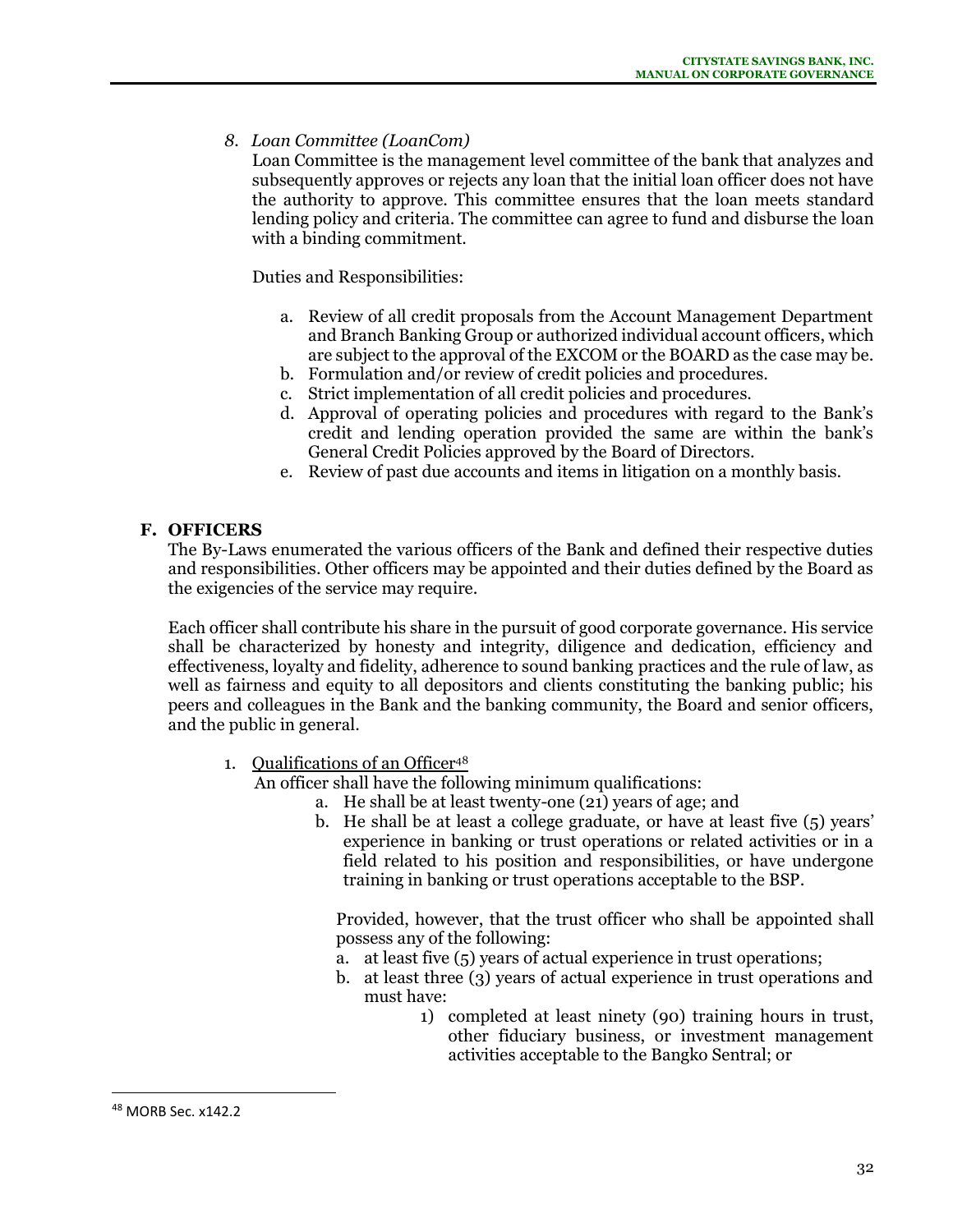*8. Loan Committee (LoanCom)*

Loan Committee is the management level committee of the bank that analyzes and subsequently approves or rejects any loan that the initial loan officer does not have the authority to approve. This committee ensures that the loan meets standard lending policy and criteria. The committee can agree to fund and disburse the loan with a binding commitment.

Duties and Responsibilities:

a. Review of all credit proposals from the Account Management Department and Branch Banking Group or authorized individual account officers, which are subject to the approval of the EXCOM or the BOARD as the case may be.
b. Formulation and/or review of credit policies and procedures.
c. Strict implementation of all credit policies and procedures.
d. Approval of operating policies and procedures with regard to the Bank's credit and lending operation provided the same are within the bank's General Credit Policies approved by the Board of Directors.
e. Review of past due accounts and items in litigation on a monthly basis.

## F. OFFICERS

The By-Laws enumerated the various officers of the Bank and defined their respective duties and responsibilities. Other officers may be appointed and their duties defined by the Board as the exigencies of the service may require.

Each officer shall contribute his share in the pursuit of good corporate governance. His service shall be characterized by honesty and integrity, diligence and dedication, efficiency and effectiveness, loyalty and fidelity, adherence to sound banking practices and the rule of law, as well as fairness and equity to all depositors and clients constituting the banking public; his peers and colleagues in the Bank and the banking community, the Board and senior officers, and the public in general.

1. Qualifications of an Officer[48]

   An officer shall have the following minimum qualifications:

   a. He shall be at least twenty-one (21) years of age; and
   b. He shall be at least a college graduate, or have at least five (5) years' experience in banking or trust operations or related activities or in a field related to his position and responsibilities, or have undergone training in banking or trust operations acceptable to the BSP.

   Provided, however, that the trust officer who shall be appointed shall possess any of the following:

   a. at least five (5) years of actual experience in trust operations;
   b. at least three (3) years of actual experience in trust operations and must have:
      1) completed at least ninety (90) training hours in trust, other fiduciary business, or investment management activities acceptable to the Bangko Sentral; or

---

[48] MORB Sec. x142.2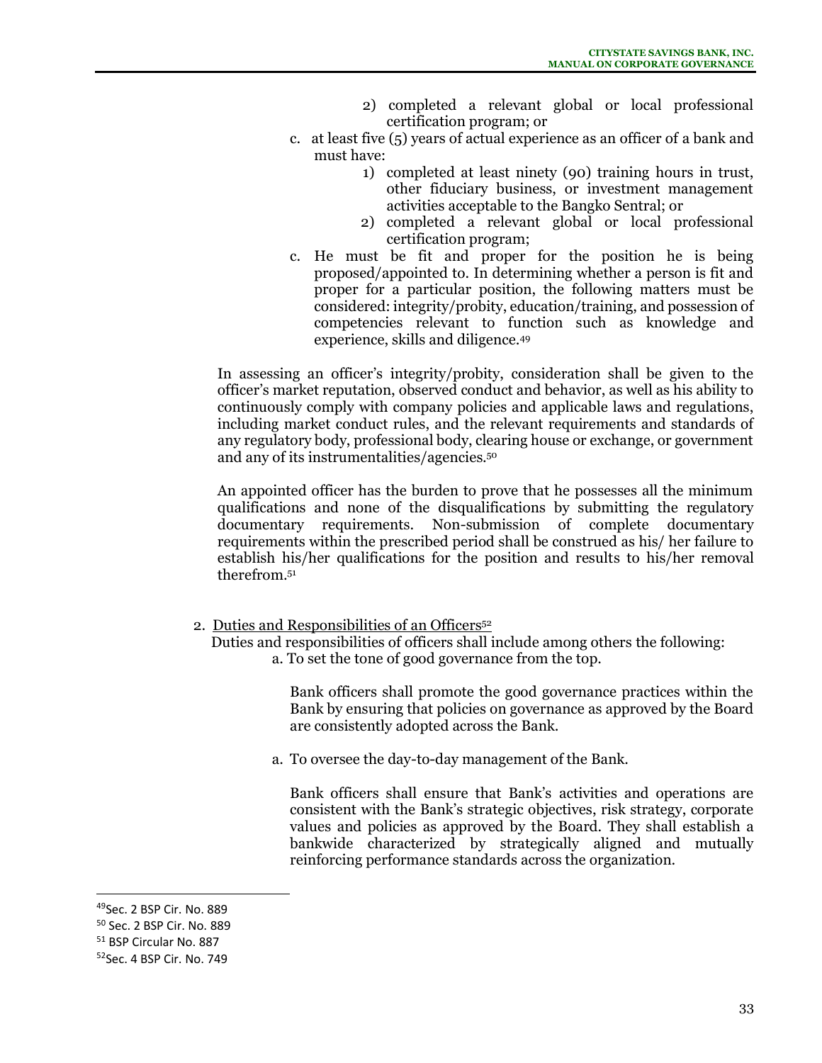2) completed a relevant global or local professional certification program; or

c. at least five (5) years of actual experience as an officer of a bank and must have:

1) completed at least ninety (90) training hours in trust, other fiduciary business, or investment management activities acceptable to the Bangko Sentral; or
2) completed a relevant global or local professional certification program;

c. He must be fit and proper for the position he is being proposed/appointed to. In determining whether a person is fit and proper for a particular position, the following matters must be considered: integrity/probity, education/training, and possession of competencies relevant to function such as knowledge and experience, skills and diligence.[49]

In assessing an officer's integrity/probity, consideration shall be given to the officer's market reputation, observed conduct and behavior, as well as his ability to continuously comply with company policies and applicable laws and regulations, including market conduct rules, and the relevant requirements and standards of any regulatory body, professional body, clearing house or exchange, or government and any of its instrumentalities/agencies.[50]

An appointed officer has the burden to prove that he possesses all the minimum qualifications and none of the disqualifications by submitting the regulatory documentary requirements. Non-submission of complete documentary requirements within the prescribed period shall be construed as his/ her failure to establish his/her qualifications for the position and results to his/her removal therefrom.[51]

2. <u>Duties and Responsibilities of an Officers</u>[52]

Duties and responsibilities of officers shall include among others the following:

a. To set the tone of good governance from the top.

Bank officers shall promote the good governance practices within the Bank by ensuring that policies on governance as approved by the Board are consistently adopted across the Bank.

a. To oversee the day-to-day management of the Bank.

Bank officers shall ensure that Bank's activities and operations are consistent with the Bank's strategic objectives, risk strategy, corporate values and policies as approved by the Board. They shall establish a bankwide characterized by strategically aligned and mutually reinforcing performance standards across the organization.

---

[49] Sec. 2 BSP Cir. No. 889

[50] Sec. 2 BSP Cir. No. 889

[51] BSP Circular No. 887

[52] Sec. 4 BSP Cir. No. 749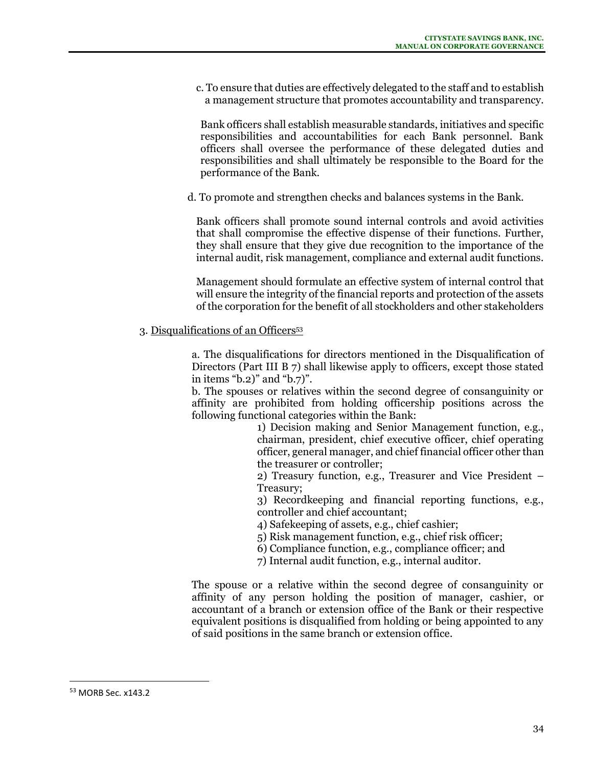c. To ensure that duties are effectively delegated to the staff and to establish a management structure that promotes accountability and transparency.

Bank officers shall establish measurable standards, initiatives and specific responsibilities and accountabilities for each Bank personnel. Bank officers shall oversee the performance of these delegated duties and responsibilities and shall ultimately be responsible to the Board for the performance of the Bank.

d. To promote and strengthen checks and balances systems in the Bank.

Bank officers shall promote sound internal controls and avoid activities that shall compromise the effective dispense of their functions. Further, they shall ensure that they give due recognition to the importance of the internal audit, risk management, compliance and external audit functions.

Management should formulate an effective system of internal control that will ensure the integrity of the financial reports and protection of the assets of the corporation for the benefit of all stockholders and other stakeholders

3. Disqualifications of an Officers[53]

a. The disqualifications for directors mentioned in the Disqualification of Directors (Part III B 7) shall likewise apply to officers, except those stated in items "b.2)" and "b.7)".

b. The spouses or relatives within the second degree of consanguinity or affinity are prohibited from holding officership positions across the following functional categories within the Bank:

1) Decision making and Senior Management function, e.g., chairman, president, chief executive officer, chief operating officer, general manager, and chief financial officer other than the treasurer or controller;

2) Treasury function, e.g., Treasurer and Vice President – Treasury;

3) Recordkeeping and financial reporting functions, e.g., controller and chief accountant;

4) Safekeeping of assets, e.g., chief cashier;

5) Risk management function, e.g., chief risk officer;

6) Compliance function, e.g., compliance officer; and

7) Internal audit function, e.g., internal auditor.

The spouse or a relative within the second degree of consanguinity or affinity of any person holding the position of manager, cashier, or accountant of a branch or extension office of the Bank or their respective equivalent positions is disqualified from holding or being appointed to any of said positions in the same branch or extension office.

[53] MORB Sec. x143.2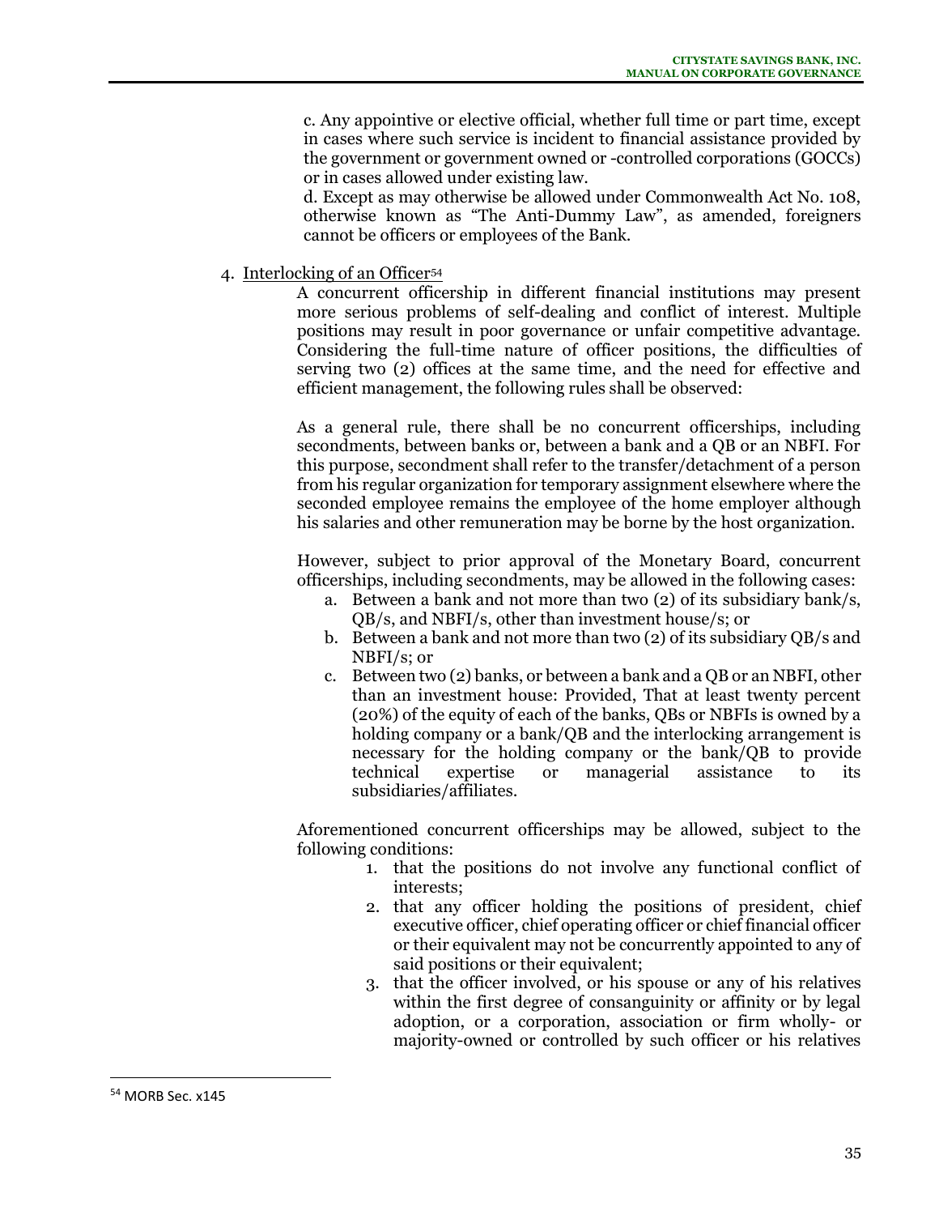c. Any appointive or elective official, whether full time or part time, except in cases where such service is incident to financial assistance provided by the government or government owned or -controlled corporations (GOCCs) or in cases allowed under existing law.

d. Except as may otherwise be allowed under Commonwealth Act No. 108, otherwise known as "The Anti-Dummy Law", as amended, foreigners cannot be officers or employees of the Bank.

4. Interlocking of an Officer[54]

A concurrent officership in different financial institutions may present more serious problems of self-dealing and conflict of interest. Multiple positions may result in poor governance or unfair competitive advantage. Considering the full-time nature of officer positions, the difficulties of serving two (2) offices at the same time, and the need for effective and efficient management, the following rules shall be observed:

As a general rule, there shall be no concurrent officerships, including secondments, between banks or, between a bank and a QB or an NBFI. For this purpose, secondment shall refer to the transfer/detachment of a person from his regular organization for temporary assignment elsewhere where the seconded employee remains the employee of the home employer although his salaries and other remuneration may be borne by the host organization.

However, subject to prior approval of the Monetary Board, concurrent officerships, including secondments, may be allowed in the following cases:

a. Between a bank and not more than two (2) of its subsidiary bank/s, QB/s, and NBFI/s, other than investment house/s; or
b. Between a bank and not more than two (2) of its subsidiary QB/s and NBFI/s; or
c. Between two (2) banks, or between a bank and a QB or an NBFI, other than an investment house: Provided, That at least twenty percent (20%) of the equity of each of the banks, QBs or NBFIs is owned by a holding company or a bank/QB and the interlocking arrangement is necessary for the holding company or the bank/QB to provide technical expertise or managerial assistance to its subsidiaries/affiliates.

Aforementioned concurrent officerships may be allowed, subject to the following conditions:

1. that the positions do not involve any functional conflict of interests;
2. that any officer holding the positions of president, chief executive officer, chief operating officer or chief financial officer or their equivalent may not be concurrently appointed to any of said positions or their equivalent;
3. that the officer involved, or his spouse or any of his relatives within the first degree of consanguinity or affinity or by legal adoption, or a corporation, association or firm wholly- or majority-owned or controlled by such officer or his relatives

---

[54] MORB Sec. x145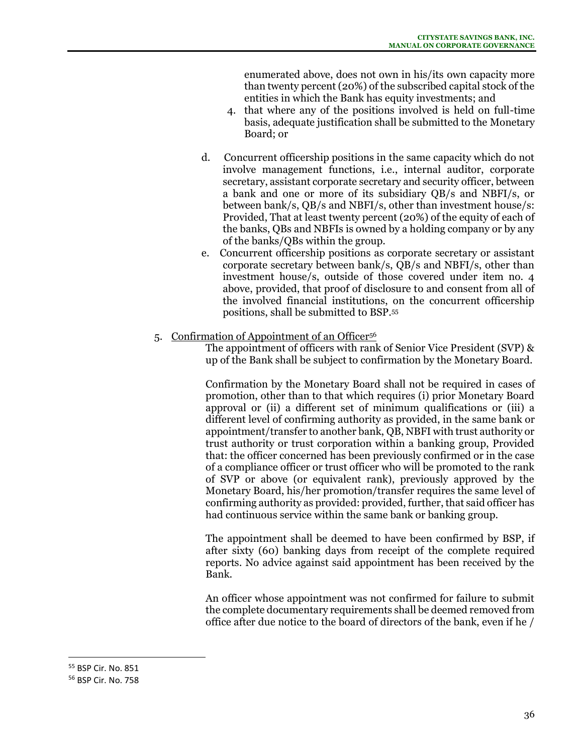enumerated above, does not own in his/its own capacity more than twenty percent (20%) of the subscribed capital stock of the entities in which the Bank has equity investments; and

4. that where any of the positions involved is held on full-time basis, adequate justification shall be submitted to the Monetary Board; or

d. Concurrent officership positions in the same capacity which do not involve management functions, i.e., internal auditor, corporate secretary, assistant corporate secretary and security officer, between a bank and one or more of its subsidiary QB/s and NBFI/s, or between bank/s, QB/s and NBFI/s, other than investment house/s: Provided, That at least twenty percent (20%) of the equity of each of the banks, QBs and NBFIs is owned by a holding company or by any of the banks/QBs within the group.

e. Concurrent officership positions as corporate secretary or assistant corporate secretary between bank/s, QB/s and NBFI/s, other than investment house/s, outside of those covered under item no. 4 above, provided, that proof of disclosure to and consent from all of the involved financial institutions, on the concurrent officership positions, shall be submitted to BSP.[55]

5. <u>Confirmation of Appointment of an Officer</u>[56]

The appointment of officers with rank of Senior Vice President (SVP) & up of the Bank shall be subject to confirmation by the Monetary Board.

Confirmation by the Monetary Board shall not be required in cases of promotion, other than to that which requires (i) prior Monetary Board approval or (ii) a different set of minimum qualifications or (iii) a different level of confirming authority as provided, in the same bank or appointment/transfer to another bank, QB, NBFI with trust authority or trust authority or trust corporation within a banking group, Provided that: the officer concerned has been previously confirmed or in the case of a compliance officer or trust officer who will be promoted to the rank of SVP or above (or equivalent rank), previously approved by the Monetary Board, his/her promotion/transfer requires the same level of confirming authority as provided: provided, further, that said officer has had continuous service within the same bank or banking group.

The appointment shall be deemed to have been confirmed by BSP, if after sixty (60) banking days from receipt of the complete required reports. No advice against said appointment has been received by the Bank.

An officer whose appointment was not confirmed for failure to submit the complete documentary requirements shall be deemed removed from office after due notice to the board of directors of the bank, even if he /

---

[55] BSP Cir. No. 851

[56] BSP Cir. No. 758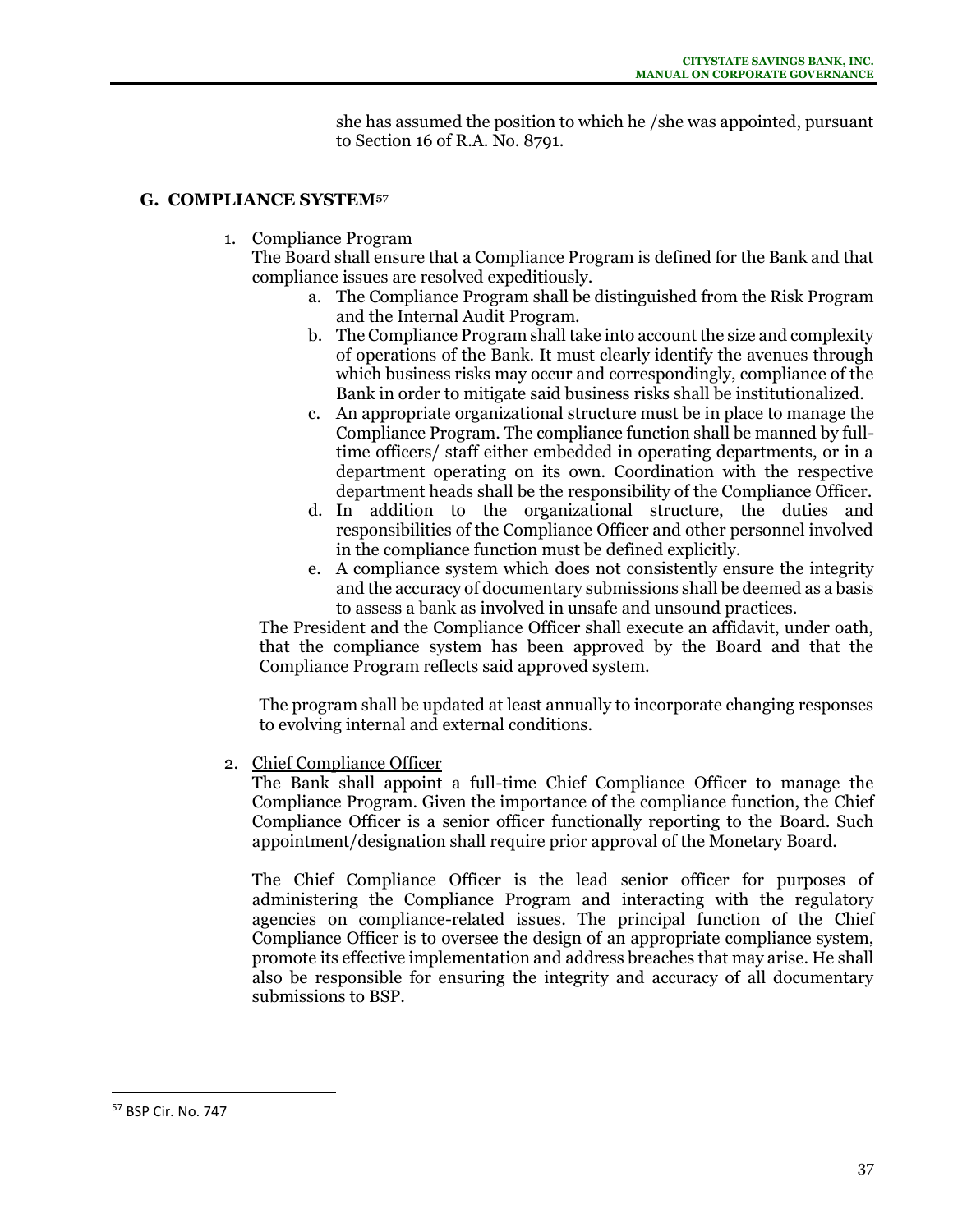she has assumed the position to which he /she was appointed, pursuant to Section 16 of R.A. No. 8791.

## G. COMPLIANCE SYSTEM[57]

1. Compliance Program

   The Board shall ensure that a Compliance Program is defined for the Bank and that compliance issues are resolved expeditiously.

   a. The Compliance Program shall be distinguished from the Risk Program and the Internal Audit Program.
   b. The Compliance Program shall take into account the size and complexity of operations of the Bank. It must clearly identify the avenues through which business risks may occur and correspondingly, compliance of the Bank in order to mitigate said business risks shall be institutionalized.
   c. An appropriate organizational structure must be in place to manage the Compliance Program. The compliance function shall be manned by full-time officers/ staff either embedded in operating departments, or in a department operating on its own. Coordination with the respective department heads shall be the responsibility of the Compliance Officer.
   d. In addition to the organizational structure, the duties and responsibilities of the Compliance Officer and other personnel involved in the compliance function must be defined explicitly.
   e. A compliance system which does not consistently ensure the integrity and the accuracy of documentary submissions shall be deemed as a basis to assess a bank as involved in unsafe and unsound practices.

   The President and the Compliance Officer shall execute an affidavit, under oath, that the compliance system has been approved by the Board and that the Compliance Program reflects said approved system.

   The program shall be updated at least annually to incorporate changing responses to evolving internal and external conditions.

2. Chief Compliance Officer

   The Bank shall appoint a full-time Chief Compliance Officer to manage the Compliance Program. Given the importance of the compliance function, the Chief Compliance Officer is a senior officer functionally reporting to the Board. Such appointment/designation shall require prior approval of the Monetary Board.

   The Chief Compliance Officer is the lead senior officer for purposes of administering the Compliance Program and interacting with the regulatory agencies on compliance-related issues. The principal function of the Chief Compliance Officer is to oversee the design of an appropriate compliance system, promote its effective implementation and address breaches that may arise. He shall also be responsible for ensuring the integrity and accuracy of all documentary submissions to BSP.

---

[57] BSP Cir. No. 747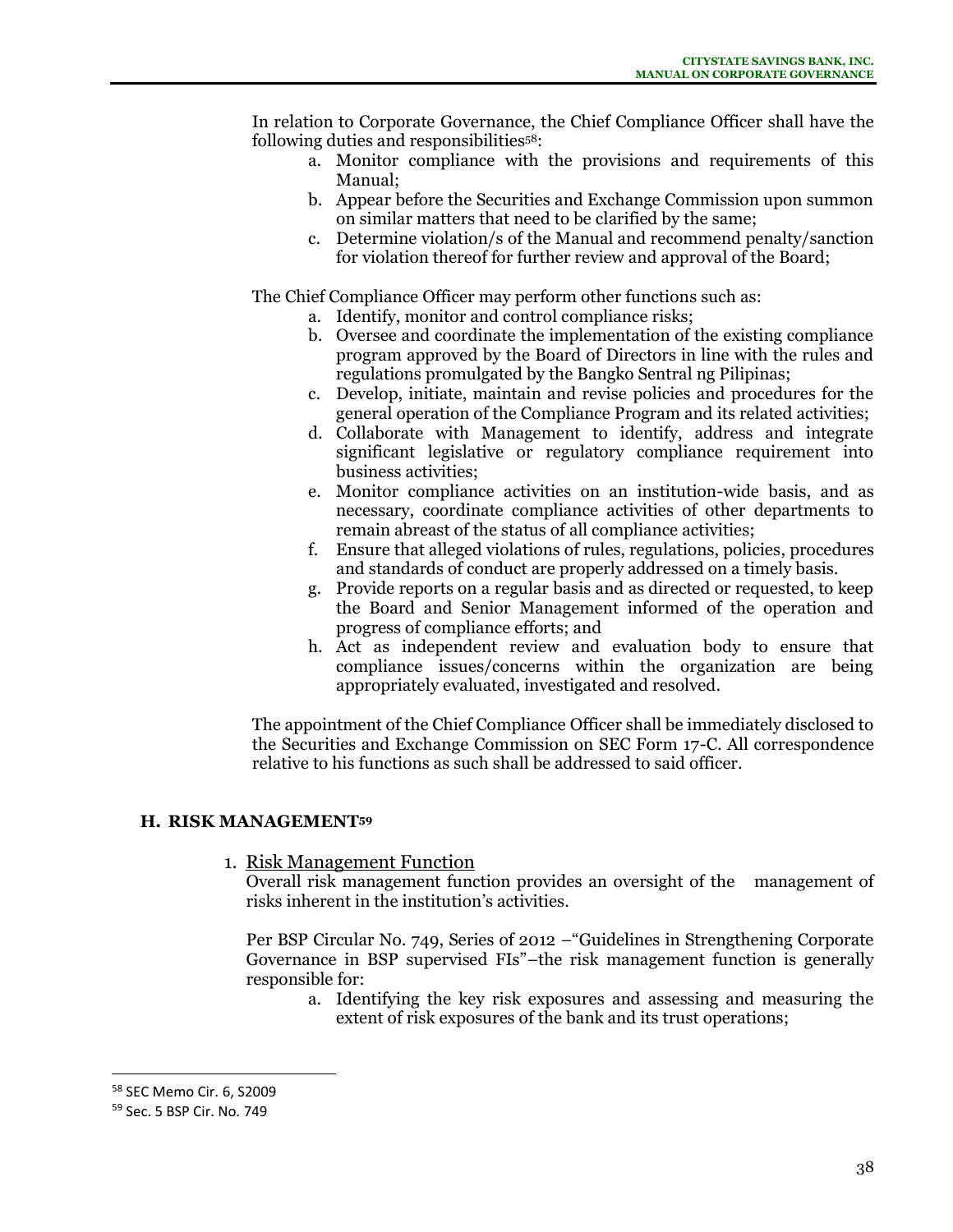In relation to Corporate Governance, the Chief Compliance Officer shall have the following duties and responsibilities[58]:

a. Monitor compliance with the provisions and requirements of this Manual;
b. Appear before the Securities and Exchange Commission upon summon on similar matters that need to be clarified by the same;
c. Determine violation/s of the Manual and recommend penalty/sanction for violation thereof for further review and approval of the Board;

The Chief Compliance Officer may perform other functions such as:

a. Identify, monitor and control compliance risks;
b. Oversee and coordinate the implementation of the existing compliance program approved by the Board of Directors in line with the rules and regulations promulgated by the Bangko Sentral ng Pilipinas;
c. Develop, initiate, maintain and revise policies and procedures for the general operation of the Compliance Program and its related activities;
d. Collaborate with Management to identify, address and integrate significant legislative or regulatory compliance requirement into business activities;
e. Monitor compliance activities on an institution-wide basis, and as necessary, coordinate compliance activities of other departments to remain abreast of the status of all compliance activities;
f. Ensure that alleged violations of rules, regulations, policies, procedures and standards of conduct are properly addressed on a timely basis.
g. Provide reports on a regular basis and as directed or requested, to keep the Board and Senior Management informed of the operation and progress of compliance efforts; and
h. Act as independent review and evaluation body to ensure that compliance issues/concerns within the organization are being appropriately evaluated, investigated and resolved.

The appointment of the Chief Compliance Officer shall be immediately disclosed to the Securities and Exchange Commission on SEC Form 17-C. All correspondence relative to his functions as such shall be addressed to said officer.

## H. RISK MANAGEMENT[59]

1. <u>Risk Management Function</u>

Overall risk management function provides an oversight of the management of risks inherent in the institution's activities.

Per BSP Circular No. 749, Series of 2012 –"Guidelines in Strengthening Corporate Governance in BSP supervised FIs"–the risk management function is generally responsible for:

a. Identifying the key risk exposures and assessing and measuring the extent of risk exposures of the bank and its trust operations;

---

[58] SEC Memo Cir. 6, S2009

[59] Sec. 5 BSP Cir. No. 749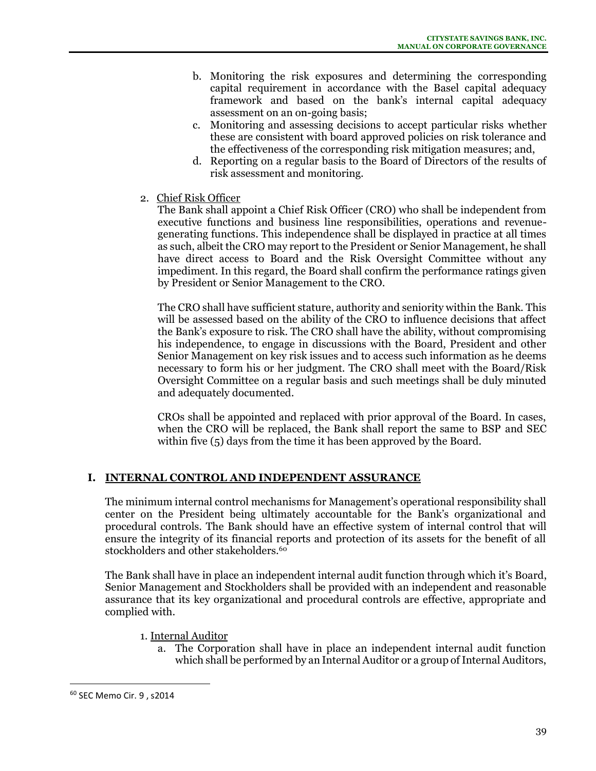b. Monitoring the risk exposures and determining the corresponding capital requirement in accordance with the Basel capital adequacy framework and based on the bank's internal capital adequacy assessment on an on-going basis;
c. Monitoring and assessing decisions to accept particular risks whether these are consistent with board approved policies on risk tolerance and the effectiveness of the corresponding risk mitigation measures; and,
d. Reporting on a regular basis to the Board of Directors of the results of risk assessment and monitoring.

2. Chief Risk Officer

The Bank shall appoint a Chief Risk Officer (CRO) who shall be independent from executive functions and business line responsibilities, operations and revenue-generating functions. This independence shall be displayed in practice at all times as such, albeit the CRO may report to the President or Senior Management, he shall have direct access to Board and the Risk Oversight Committee without any impediment. In this regard, the Board shall confirm the performance ratings given by President or Senior Management to the CRO.

The CRO shall have sufficient stature, authority and seniority within the Bank. This will be assessed based on the ability of the CRO to influence decisions that affect the Bank's exposure to risk. The CRO shall have the ability, without compromising his independence, to engage in discussions with the Board, President and other Senior Management on key risk issues and to access such information as he deems necessary to form his or her judgment. The CRO shall meet with the Board/Risk Oversight Committee on a regular basis and such meetings shall be duly minuted and adequately documented.

CROs shall be appointed and replaced with prior approval of the Board. In cases, when the CRO will be replaced, the Bank shall report the same to BSP and SEC within five (5) days from the time it has been approved by the Board.

## I. INTERNAL CONTROL AND INDEPENDENT ASSURANCE

The minimum internal control mechanisms for Management's operational responsibility shall center on the President being ultimately accountable for the Bank's organizational and procedural controls. The Bank should have an effective system of internal control that will ensure the integrity of its financial reports and protection of its assets for the benefit of all stockholders and other stakeholders.[60]

The Bank shall have in place an independent internal audit function through which it's Board, Senior Management and Stockholders shall be provided with an independent and reasonable assurance that its key organizational and procedural controls are effective, appropriate and complied with.

1. Internal Auditor
   a. The Corporation shall have in place an independent internal audit function which shall be performed by an Internal Auditor or a group of Internal Auditors,

[60] SEC Memo Cir. 9 , s2014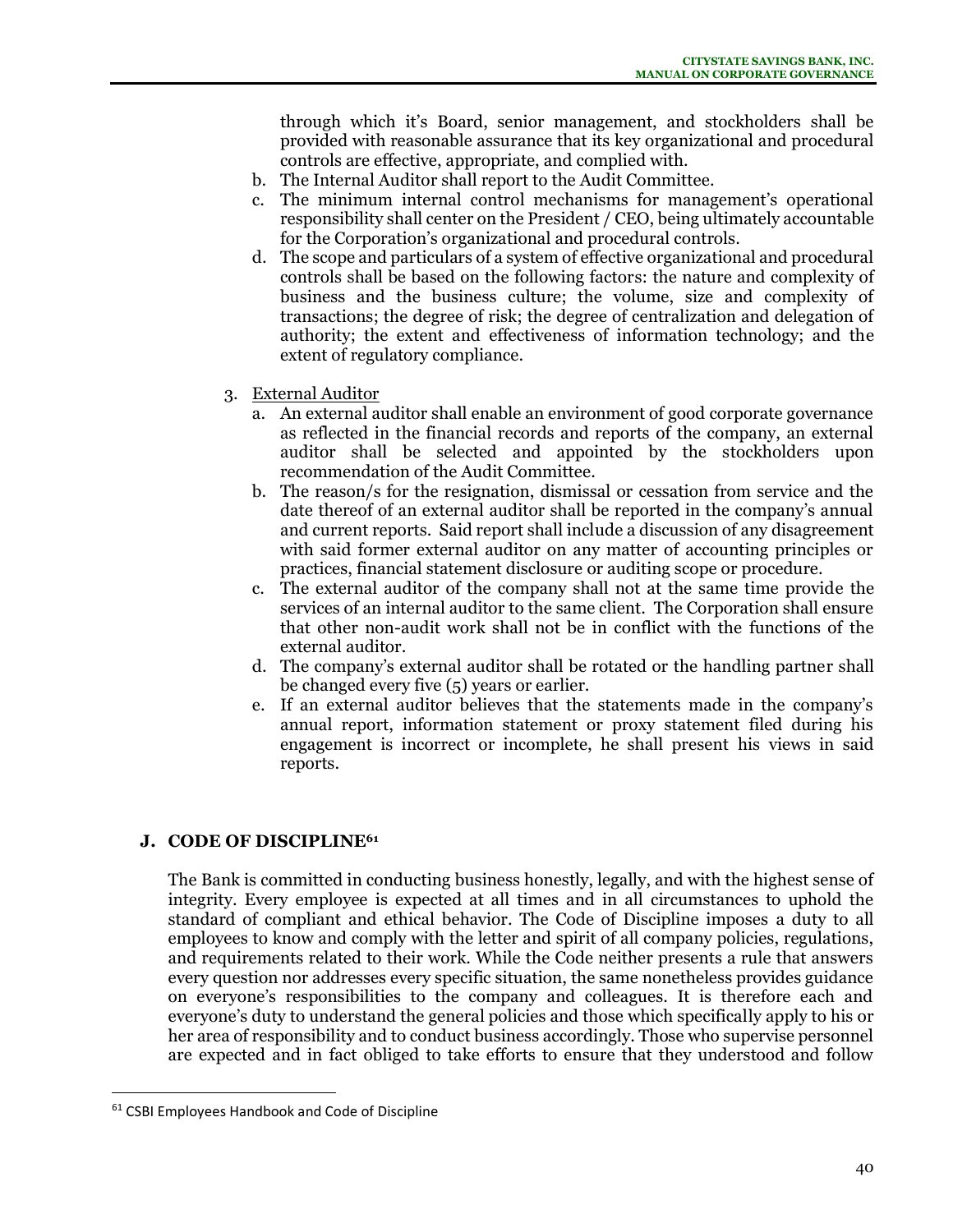through which it's Board, senior management, and stockholders shall be provided with reasonable assurance that its key organizational and procedural controls are effective, appropriate, and complied with.

b. The Internal Auditor shall report to the Audit Committee.

c. The minimum internal control mechanisms for management's operational responsibility shall center on the President / CEO, being ultimately accountable for the Corporation's organizational and procedural controls.

d. The scope and particulars of a system of effective organizational and procedural controls shall be based on the following factors: the nature and complexity of business and the business culture; the volume, size and complexity of transactions; the degree of risk; the degree of centralization and delegation of authority; the extent and effectiveness of information technology; and the extent of regulatory compliance.

3. External Auditor

   a. An external auditor shall enable an environment of good corporate governance as reflected in the financial records and reports of the company, an external auditor shall be selected and appointed by the stockholders upon recommendation of the Audit Committee.

   b. The reason/s for the resignation, dismissal or cessation from service and the date thereof of an external auditor shall be reported in the company's annual and current reports. Said report shall include a discussion of any disagreement with said former external auditor on any matter of accounting principles or practices, financial statement disclosure or auditing scope or procedure.

   c. The external auditor of the company shall not at the same time provide the services of an internal auditor to the same client. The Corporation shall ensure that other non-audit work shall not be in conflict with the functions of the external auditor.

   d. The company's external auditor shall be rotated or the handling partner shall be changed every five (5) years or earlier.

   e. If an external auditor believes that the statements made in the company's annual report, information statement or proxy statement filed during his engagement is incorrect or incomplete, he shall present his views in said reports.

## J. CODE OF DISCIPLINE[61]

The Bank is committed in conducting business honestly, legally, and with the highest sense of integrity. Every employee is expected at all times and in all circumstances to uphold the standard of compliant and ethical behavior. The Code of Discipline imposes a duty to all employees to know and comply with the letter and spirit of all company policies, regulations, and requirements related to their work. While the Code neither presents a rule that answers every question nor addresses every specific situation, the same nonetheless provides guidance on everyone's responsibilities to the company and colleagues. It is therefore each and everyone's duty to understand the general policies and those which specifically apply to his or her area of responsibility and to conduct business accordingly. Those who supervise personnel are expected and in fact obliged to take efforts to ensure that they understood and follow

[61] CSBI Employees Handbook and Code of Discipline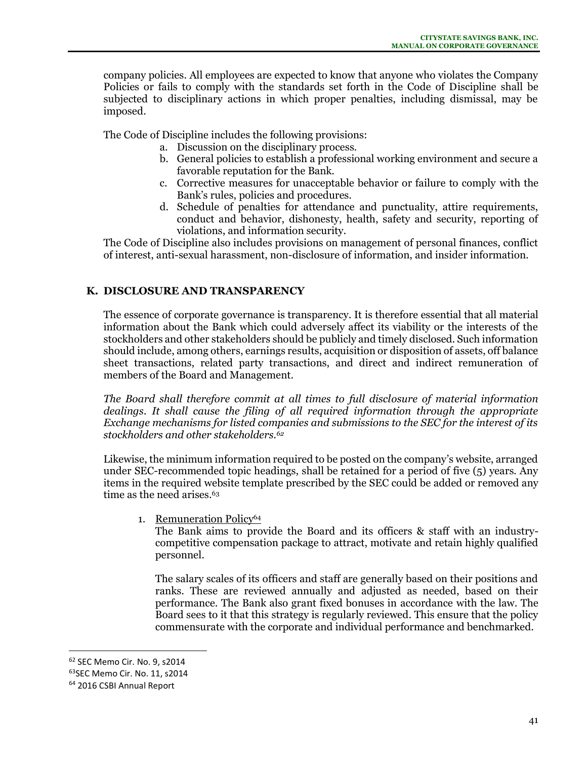company policies. All employees are expected to know that anyone who violates the Company Policies or fails to comply with the standards set forth in the Code of Discipline shall be subjected to disciplinary actions in which proper penalties, including dismissal, may be imposed.

The Code of Discipline includes the following provisions:

a. Discussion on the disciplinary process.
b. General policies to establish a professional working environment and secure a favorable reputation for the Bank.
c. Corrective measures for unacceptable behavior or failure to comply with the Bank's rules, policies and procedures.
d. Schedule of penalties for attendance and punctuality, attire requirements, conduct and behavior, dishonesty, health, safety and security, reporting of violations, and information security.

The Code of Discipline also includes provisions on management of personal finances, conflict of interest, anti-sexual harassment, non-disclosure of information, and insider information.

## K. DISCLOSURE AND TRANSPARENCY

The essence of corporate governance is transparency. It is therefore essential that all material information about the Bank which could adversely affect its viability or the interests of the stockholders and other stakeholders should be publicly and timely disclosed. Such information should include, among others, earnings results, acquisition or disposition of assets, off balance sheet transactions, related party transactions, and direct and indirect remuneration of members of the Board and Management.

*The Board shall therefore commit at all times to full disclosure of material information dealings. It shall cause the filing of all required information through the appropriate Exchange mechanisms for listed companies and submissions to the SEC for the interest of its stockholders and other stakeholders.*[62]

Likewise, the minimum information required to be posted on the company's website, arranged under SEC-recommended topic headings, shall be retained for a period of five (5) years. Any items in the required website template prescribed by the SEC could be added or removed any time as the need arises.[63]

1. Remuneration Policy[64]

   The Bank aims to provide the Board and its officers & staff with an industry-competitive compensation package to attract, motivate and retain highly qualified personnel.

   The salary scales of its officers and staff are generally based on their positions and ranks. These are reviewed annually and adjusted as needed, based on their performance. The Bank also grant fixed bonuses in accordance with the law. The Board sees to it that this strategy is regularly reviewed. This ensure that the policy commensurate with the corporate and individual performance and benchmarked.

---

[62] SEC Memo Cir. No. 9, s2014

[63] SEC Memo Cir. No. 11, s2014

[64] 2016 CSBI Annual Report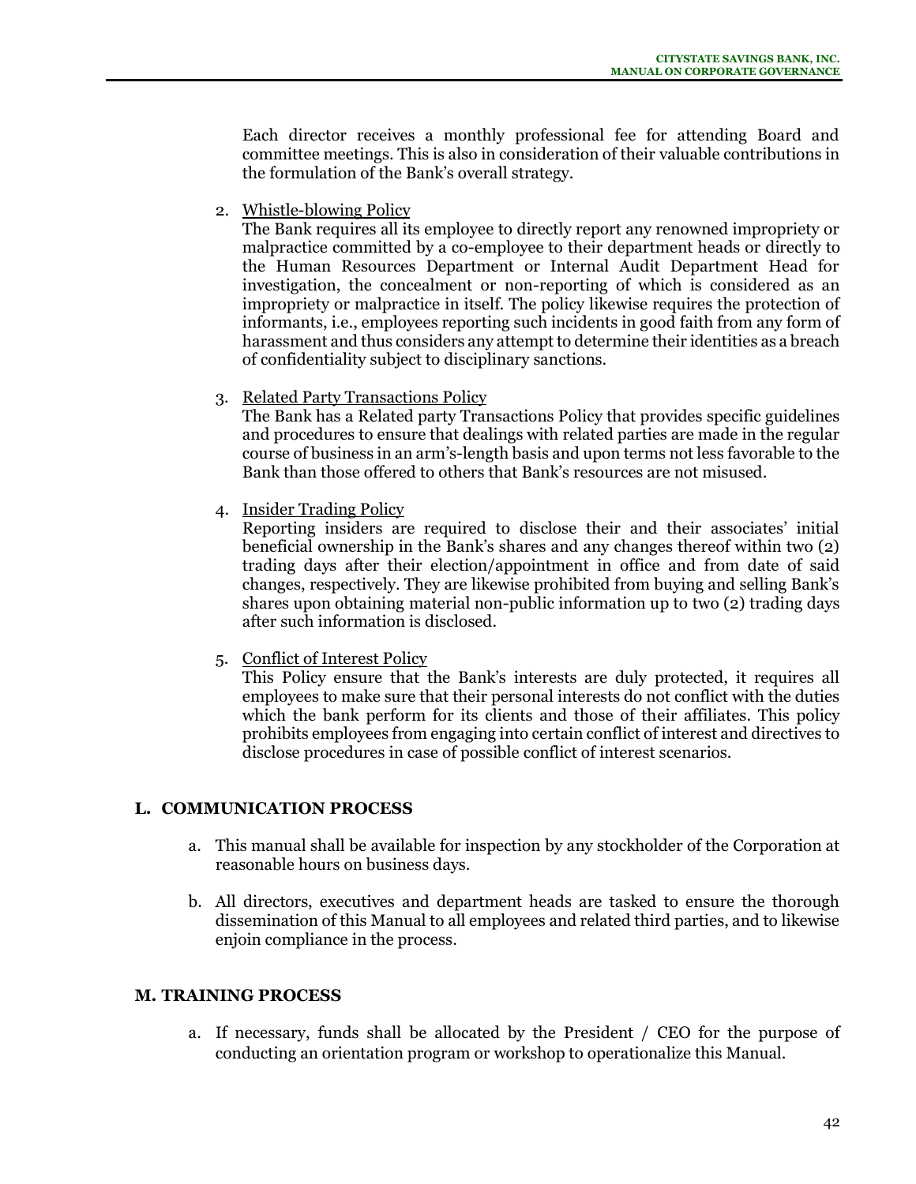Each director receives a monthly professional fee for attending Board and committee meetings. This is also in consideration of their valuable contributions in the formulation of the Bank's overall strategy.

2. Whistle-blowing Policy

   The Bank requires all its employee to directly report any renowned impropriety or malpractice committed by a co-employee to their department heads or directly to the Human Resources Department or Internal Audit Department Head for investigation, the concealment or non-reporting of which is considered as an impropriety or malpractice in itself. The policy likewise requires the protection of informants, i.e., employees reporting such incidents in good faith from any form of harassment and thus considers any attempt to determine their identities as a breach of confidentiality subject to disciplinary sanctions.

3. Related Party Transactions Policy

   The Bank has a Related party Transactions Policy that provides specific guidelines and procedures to ensure that dealings with related parties are made in the regular course of business in an arm's-length basis and upon terms not less favorable to the Bank than those offered to others that Bank's resources are not misused.

4. Insider Trading Policy

   Reporting insiders are required to disclose their and their associates' initial beneficial ownership in the Bank's shares and any changes thereof within two (2) trading days after their election/appointment in office and from date of said changes, respectively. They are likewise prohibited from buying and selling Bank's shares upon obtaining material non-public information up to two (2) trading days after such information is disclosed.

5. Conflict of Interest Policy

   This Policy ensure that the Bank's interests are duly protected, it requires all employees to make sure that their personal interests do not conflict with the duties which the bank perform for its clients and those of their affiliates. This policy prohibits employees from engaging into certain conflict of interest and directives to disclose procedures in case of possible conflict of interest scenarios.

## L. COMMUNICATION PROCESS

a. This manual shall be available for inspection by any stockholder of the Corporation at reasonable hours on business days.

b. All directors, executives and department heads are tasked to ensure the thorough dissemination of this Manual to all employees and related third parties, and to likewise enjoin compliance in the process.

## M. TRAINING PROCESS

a. If necessary, funds shall be allocated by the President / CEO for the purpose of conducting an orientation program or workshop to operationalize this Manual.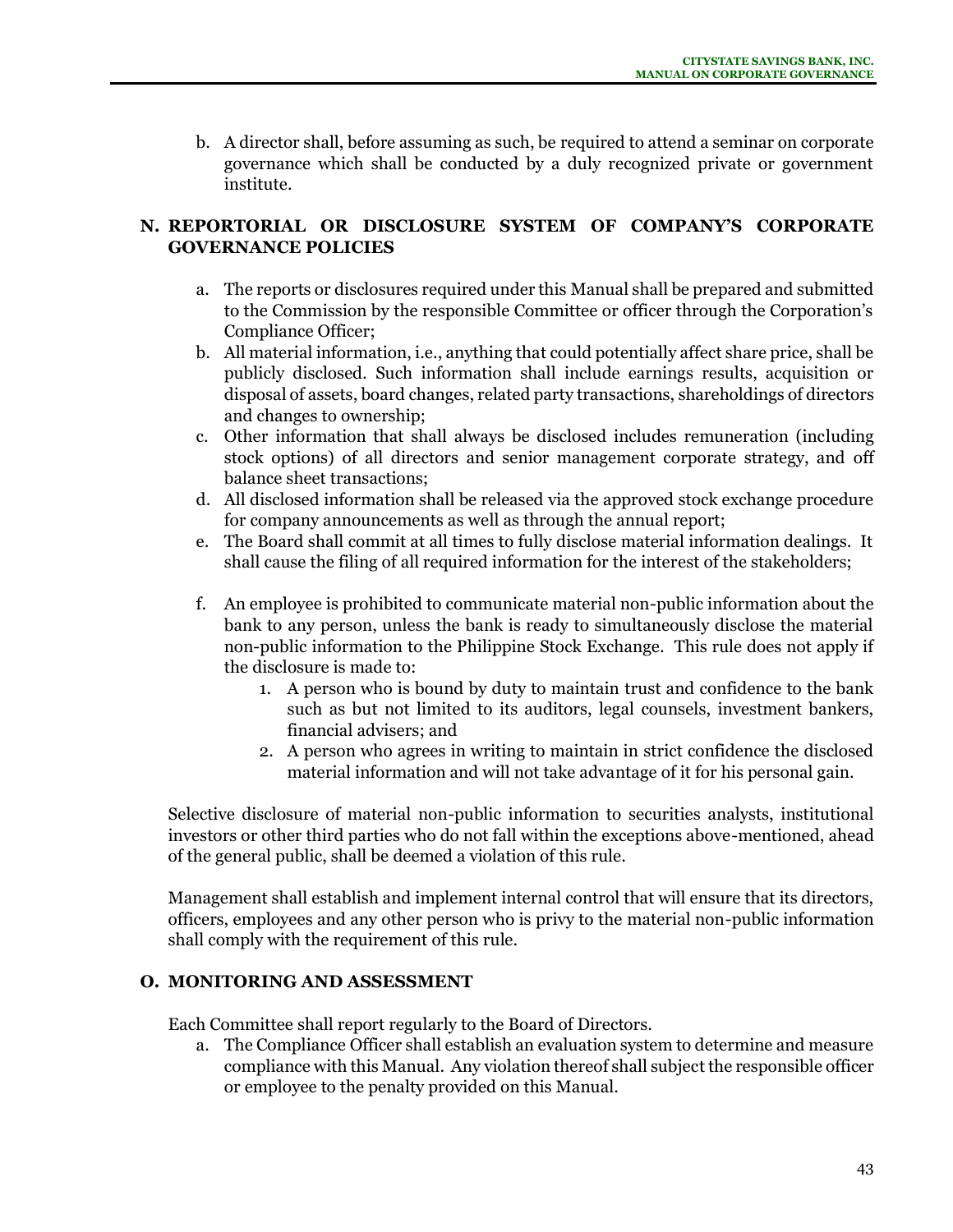b. A director shall, before assuming as such, be required to attend a seminar on corporate governance which shall be conducted by a duly recognized private or government institute.

## N. REPORTORIAL OR DISCLOSURE SYSTEM OF COMPANY'S CORPORATE GOVERNANCE POLICIES

a. The reports or disclosures required under this Manual shall be prepared and submitted to the Commission by the responsible Committee or officer through the Corporation's Compliance Officer;
b. All material information, i.e., anything that could potentially affect share price, shall be publicly disclosed. Such information shall include earnings results, acquisition or disposal of assets, board changes, related party transactions, shareholdings of directors and changes to ownership;
c. Other information that shall always be disclosed includes remuneration (including stock options) of all directors and senior management corporate strategy, and off balance sheet transactions;
d. All disclosed information shall be released via the approved stock exchange procedure for company announcements as well as through the annual report;
e. The Board shall commit at all times to fully disclose material information dealings. It shall cause the filing of all required information for the interest of the stakeholders;
f. An employee is prohibited to communicate material non-public information about the bank to any person, unless the bank is ready to simultaneously disclose the material non-public information to the Philippine Stock Exchange. This rule does not apply if the disclosure is made to:
    1. A person who is bound by duty to maintain trust and confidence to the bank such as but not limited to its auditors, legal counsels, investment bankers, financial advisers; and
    2. A person who agrees in writing to maintain in strict confidence the disclosed material information and will not take advantage of it for his personal gain.

Selective disclosure of material non-public information to securities analysts, institutional investors or other third parties who do not fall within the exceptions above-mentioned, ahead of the general public, shall be deemed a violation of this rule.

Management shall establish and implement internal control that will ensure that its directors, officers, employees and any other person who is privy to the material non-public information shall comply with the requirement of this rule.

## O. MONITORING AND ASSESSMENT

Each Committee shall report regularly to the Board of Directors.

a. The Compliance Officer shall establish an evaluation system to determine and measure compliance with this Manual. Any violation thereof shall subject the responsible officer or employee to the penalty provided on this Manual.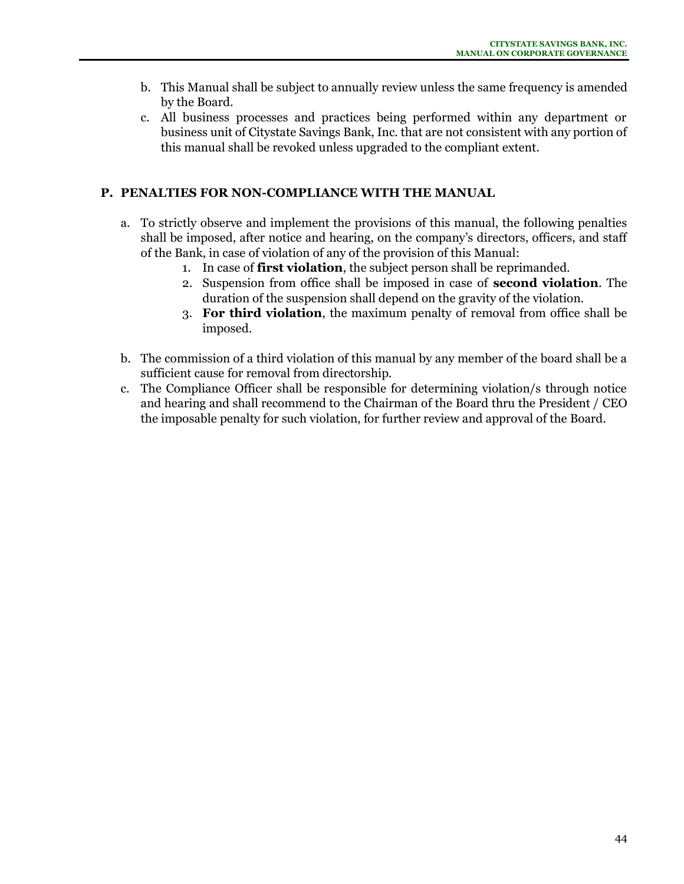b. This Manual shall be subject to annually review unless the same frequency is amended by the Board.

c. All business processes and practices being performed within any department or business unit of Citystate Savings Bank, Inc. that are not consistent with any portion of this manual shall be revoked unless upgraded to the compliant extent.

## P. PENALTIES FOR NON-COMPLIANCE WITH THE MANUAL

a. To strictly observe and implement the provisions of this manual, the following penalties shall be imposed, after notice and hearing, on the company's directors, officers, and staff of the Bank, in case of violation of any of the provision of this Manual:

   1. In case of **first violation**, the subject person shall be reprimanded.
   2. Suspension from office shall be imposed in case of **second violation**. The duration of the suspension shall depend on the gravity of the violation.
   3. **For third violation**, the maximum penalty of removal from office shall be imposed.

b. The commission of a third violation of this manual by any member of the board shall be a sufficient cause for removal from directorship.

c. The Compliance Officer shall be responsible for determining violation/s through notice and hearing and shall recommend to the Chairman of the Board thru the President / CEO the imposable penalty for such violation, for further review and approval of the Board.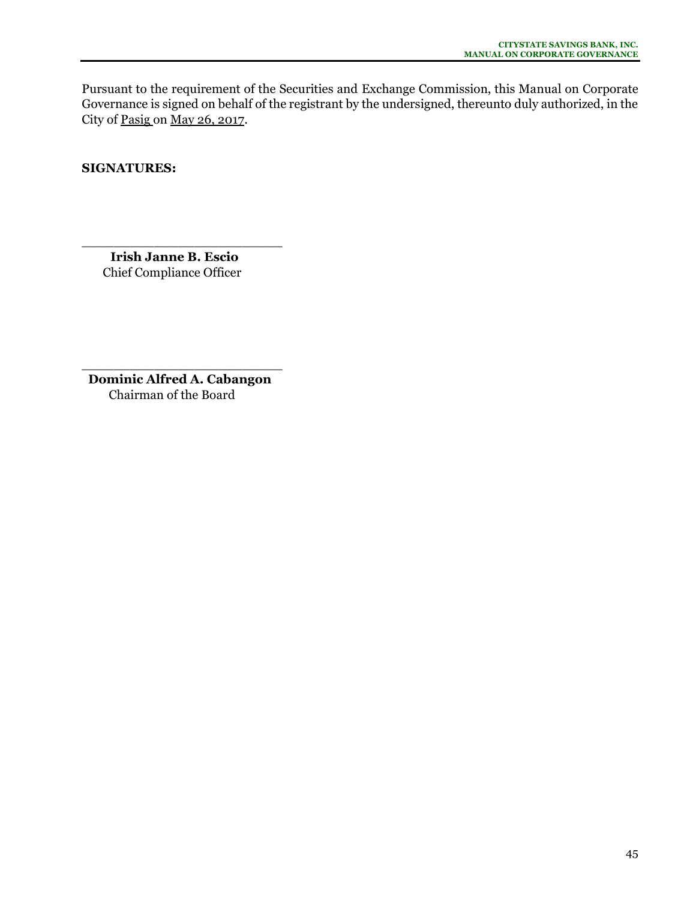Pursuant to the requirement of the Securities and Exchange Commission, this Manual on Corporate Governance is signed on behalf of the registrant by the undersigned, thereunto duly authorized, in the City of Pasig on May 26, 2017.

**SIGNATURES:**

\_\_\_\_\_\_\_\_\_\_\_\_\_\_\_\_\_\_\_\_\_\_\_\_\_\_

**Irish Janne B. Escio**
Chief Compliance Officer

\_\_\_\_\_\_\_\_\_\_\_\_\_\_\_\_\_\_\_\_\_\_\_\_\_\_

**Dominic Alfred A. Cabangon**
Chairman of the Board